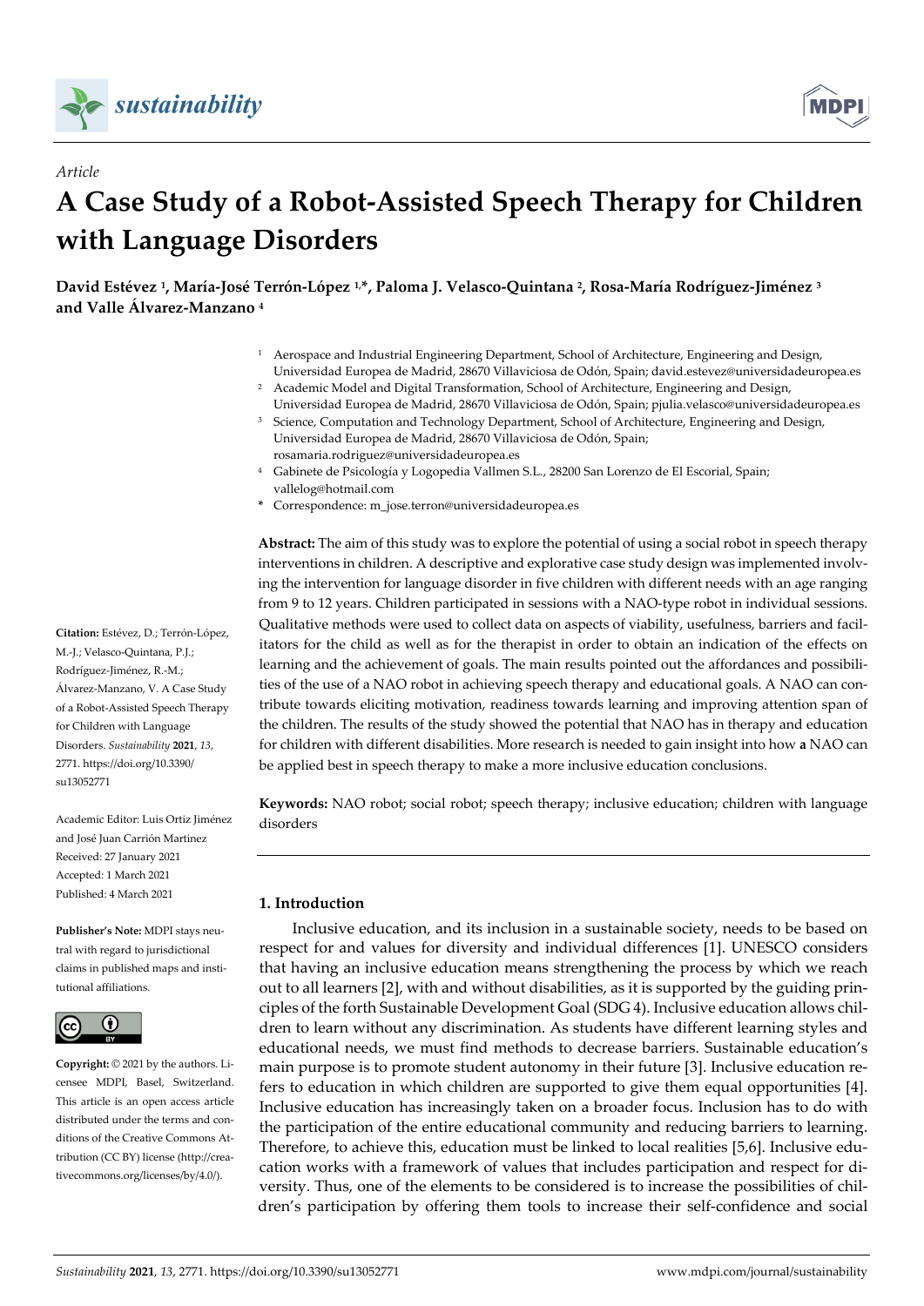*Article*

# A Case Study of a Robot-Assisted Speech Therapy for Children with Language Disorders

**David Estévez [1], María-José Terrón-López [1,*], Paloma J. Velasco-Quintana [2], Rosa-María Rodríguez-Jiménez [3] and Valle Álvarez-Manzano [4]**

[1] Aerospace and Industrial Engineering Department, School of Architecture, Engineering and Design, Universidad Europea de Madrid, 28670 Villaviciosa de Odón, Spain; david.estevez@universidadeuropea.es
[2] Academic Model and Digital Transformation, School of Architecture, Engineering and Design, Universidad Europea de Madrid, 28670 Villaviciosa de Odón, Spain; pjulia.velasco@universidadeuropea.es
[3] Science, Computation and Technology Department, School of Architecture, Engineering and Design, Universidad Europea de Madrid, 28670 Villaviciosa de Odón, Spain; rosamaria.rodriguez@universidadeuropea.es
[4] Gabinete de Psicología y Logopedia Vallmen S.L., 28200 San Lorenzo de El Escorial, Spain; vallelog@hotmail.com
* Correspondence: m_jose.terron@universidadeuropea.es

**Abstract:** The aim of this study was to explore the potential of using a social robot in speech therapy interventions in children. A descriptive and explorative case study design was implemented involving the intervention for language disorder in five children with different needs with an age ranging from 9 to 12 years. Children participated in sessions with a NAO-type robot in individual sessions. Qualitative methods were used to collect data on aspects of viability, usefulness, barriers and facilitators for the child as well as for the therapist in order to obtain an indication of the effects on learning and the achievement of goals. The main results pointed out the affordances and possibilities of the use of a NAO robot in achieving speech therapy and educational goals. A NAO can contribute towards eliciting motivation, readiness towards learning and improving attention span of the children. The results of the study showed the potential that NAO has in therapy and education for children with different disabilities. More research is needed to gain insight into how **a** NAO can be applied best in speech therapy to make a more inclusive education conclusions.

**Keywords:** NAO robot; social robot; speech therapy; inclusive education; children with language disorders

**Citation:** Estévez, D.; Terrón-López, M.-J.; Velasco-Quintana, P.J.; Rodríguez-Jiménez, R.-M.; Álvarez-Manzano, V. A Case Study of a Robot-Assisted Speech Therapy for Children with Language Disorders. *Sustainability* **2021**, *13*, 2771. https://doi.org/10.3390/su13052771

Academic Editor: Luis Ortiz Jiménez and José Juan Carrión Martinez

Received: 27 January 2021
Accepted: 1 March 2021
Published: 4 March 2021

**Publisher's Note:** MDPI stays neutral with regard to jurisdictional claims in published maps and institutional affiliations.

**Copyright:** © 2021 by the authors. Licensee MDPI, Basel, Switzerland. This article is an open access article distributed under the terms and conditions of the Creative Commons Attribution (CC BY) license (http://creativecommons.org/licenses/by/4.0/).

## 1. Introduction

Inclusive education, and its inclusion in a sustainable society, needs to be based on respect for and values for diversity and individual differences [1]. UNESCO considers that having an inclusive education means strengthening the process by which we reach out to all learners [2], with and without disabilities, as it is supported by the guiding principles of the forth Sustainable Development Goal (SDG 4). Inclusive education allows children to learn without any discrimination. As students have different learning styles and educational needs, we must find methods to decrease barriers. Sustainable education's main purpose is to promote student autonomy in their future [3]. Inclusive education refers to education in which children are supported to give them equal opportunities [4]. Inclusive education has increasingly taken on a broader focus. Inclusion has to do with the participation of the entire educational community and reducing barriers to learning. Therefore, to achieve this, education must be linked to local realities [5,6]. Inclusive education works with a framework of values that includes participation and respect for diversity. Thus, one of the elements to be considered is to increase the possibilities of children's participation by offering them tools to increase their self-confidence and social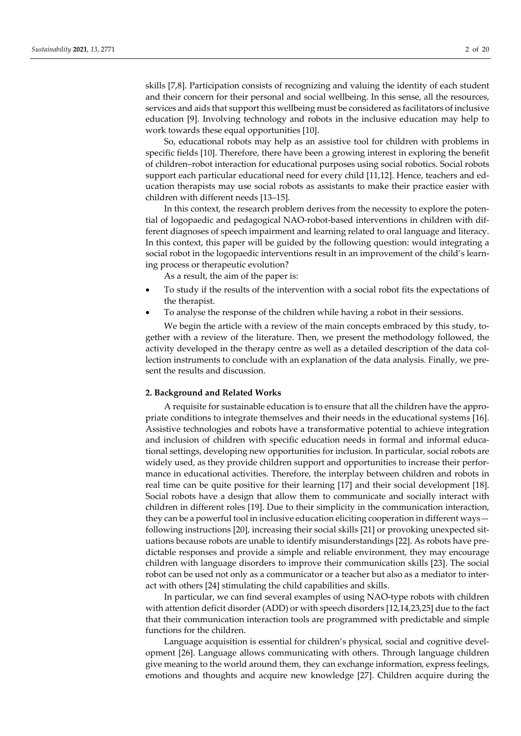skills [7,8]. Participation consists of recognizing and valuing the identity of each student and their concern for their personal and social wellbeing. In this sense, all the resources, services and aids that support this wellbeing must be considered as facilitators of inclusive education [9]. Involving technology and robots in the inclusive education may help to work towards these equal opportunities [10].

So, educational robots may help as an assistive tool for children with problems in specific fields [10]. Therefore, there have been a growing interest in exploring the benefit of children–robot interaction for educational purposes using social robotics. Social robots support each particular educational need for every child [11,12]. Hence, teachers and education therapists may use social robots as assistants to make their practice easier with children with different needs [13–15].

In this context, the research problem derives from the necessity to explore the potential of logopaedic and pedagogical NAO-robot-based interventions in children with different diagnoses of speech impairment and learning related to oral language and literacy. In this context, this paper will be guided by the following question: would integrating a social robot in the logopaedic interventions result in an improvement of the child's learning process or therapeutic evolution?

As a result, the aim of the paper is:

- To study if the results of the intervention with a social robot fits the expectations of the therapist.
- To analyse the response of the children while having a robot in their sessions.

We begin the article with a review of the main concepts embraced by this study, together with a review of the literature. Then, we present the methodology followed, the activity developed in the therapy centre as well as a detailed description of the data collection instruments to conclude with an explanation of the data analysis. Finally, we present the results and discussion.

## 2. Background and Related Works

A requisite for sustainable education is to ensure that all the children have the appropriate conditions to integrate themselves and their needs in the educational systems [16]. Assistive technologies and robots have a transformative potential to achieve integration and inclusion of children with specific education needs in formal and informal educational settings, developing new opportunities for inclusion. In particular, social robots are widely used, as they provide children support and opportunities to increase their performance in educational activities. Therefore, the interplay between children and robots in real time can be quite positive for their learning [17] and their social development [18]. Social robots have a design that allow them to communicate and socially interact with children in different roles [19]. Due to their simplicity in the communication interaction, they can be a powerful tool in inclusive education eliciting cooperation in different ways—following instructions [20], increasing their social skills [21] or provoking unexpected situations because robots are unable to identify misunderstandings [22]. As robots have predictable responses and provide a simple and reliable environment, they may encourage children with language disorders to improve their communication skills [23]. The social robot can be used not only as a communicator or a teacher but also as a mediator to interact with others [24] stimulating the child capabilities and skills.

In particular, we can find several examples of using NAO-type robots with children with attention deficit disorder (ADD) or with speech disorders [12,14,23,25] due to the fact that their communication interaction tools are programmed with predictable and simple functions for the children.

Language acquisition is essential for children's physical, social and cognitive development [26]. Language allows communicating with others. Through language children give meaning to the world around them, they can exchange information, express feelings, emotions and thoughts and acquire new knowledge [27]. Children acquire during the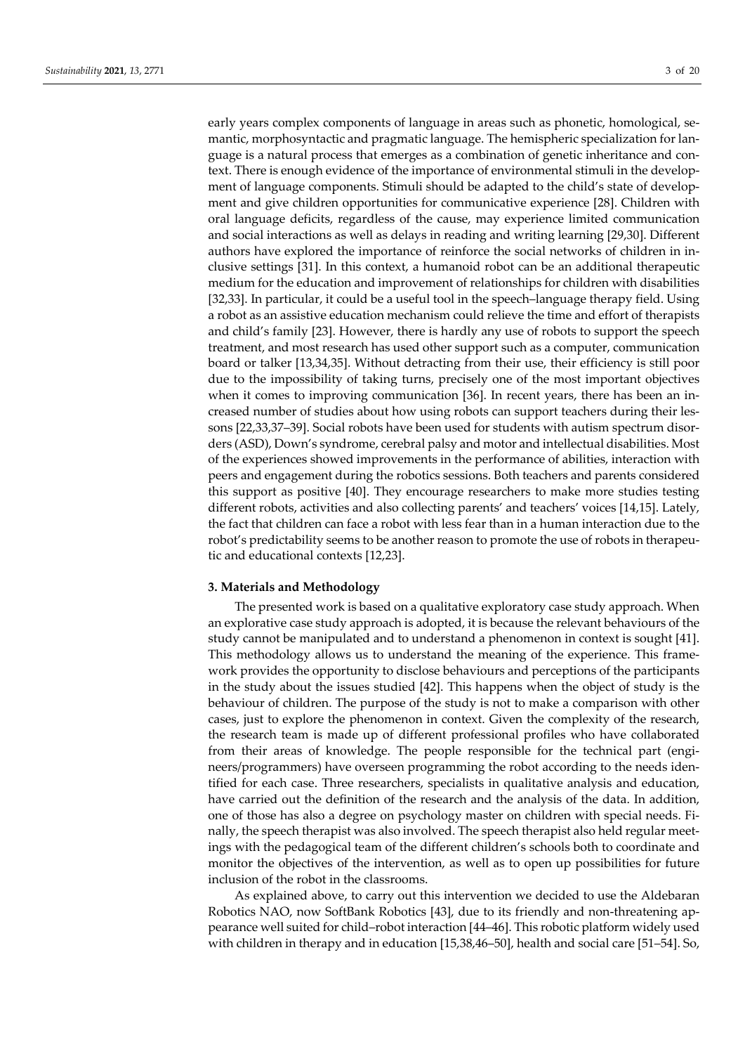early years complex components of language in areas such as phonetic, homological, semantic, morphosyntactic and pragmatic language. The hemispheric specialization for language is a natural process that emerges as a combination of genetic inheritance and context. There is enough evidence of the importance of environmental stimuli in the development of language components. Stimuli should be adapted to the child's state of development and give children opportunities for communicative experience [28]. Children with oral language deficits, regardless of the cause, may experience limited communication and social interactions as well as delays in reading and writing learning [29,30]. Different authors have explored the importance of reinforce the social networks of children in inclusive settings [31]. In this context, a humanoid robot can be an additional therapeutic medium for the education and improvement of relationships for children with disabilities [32,33]. In particular, it could be a useful tool in the speech–language therapy field. Using a robot as an assistive education mechanism could relieve the time and effort of therapists and child's family [23]. However, there is hardly any use of robots to support the speech treatment, and most research has used other support such as a computer, communication board or talker [13,34,35]. Without detracting from their use, their efficiency is still poor due to the impossibility of taking turns, precisely one of the most important objectives when it comes to improving communication [36]. In recent years, there has been an increased number of studies about how using robots can support teachers during their lessons [22,33,37–39]. Social robots have been used for students with autism spectrum disorders (ASD), Down's syndrome, cerebral palsy and motor and intellectual disabilities. Most of the experiences showed improvements in the performance of abilities, interaction with peers and engagement during the robotics sessions. Both teachers and parents considered this support as positive [40]. They encourage researchers to make more studies testing different robots, activities and also collecting parents' and teachers' voices [14,15]. Lately, the fact that children can face a robot with less fear than in a human interaction due to the robot's predictability seems to be another reason to promote the use of robots in therapeutic and educational contexts [12,23].

## 3. Materials and Methodology

The presented work is based on a qualitative exploratory case study approach. When an explorative case study approach is adopted, it is because the relevant behaviours of the study cannot be manipulated and to understand a phenomenon in context is sought [41]. This methodology allows us to understand the meaning of the experience. This framework provides the opportunity to disclose behaviours and perceptions of the participants in the study about the issues studied [42]. This happens when the object of study is the behaviour of children. The purpose of the study is not to make a comparison with other cases, just to explore the phenomenon in context. Given the complexity of the research, the research team is made up of different professional profiles who have collaborated from their areas of knowledge. The people responsible for the technical part (engineers/programmers) have overseen programming the robot according to the needs identified for each case. Three researchers, specialists in qualitative analysis and education, have carried out the definition of the research and the analysis of the data. In addition, one of those has also a degree on psychology master on children with special needs. Finally, the speech therapist was also involved. The speech therapist also held regular meetings with the pedagogical team of the different children's schools both to coordinate and monitor the objectives of the intervention, as well as to open up possibilities for future inclusion of the robot in the classrooms.

As explained above, to carry out this intervention we decided to use the Aldebaran Robotics NAO, now SoftBank Robotics [43], due to its friendly and non-threatening appearance well suited for child–robot interaction [44–46]. This robotic platform widely used with children in therapy and in education [15,38,46–50], health and social care [51–54]. So,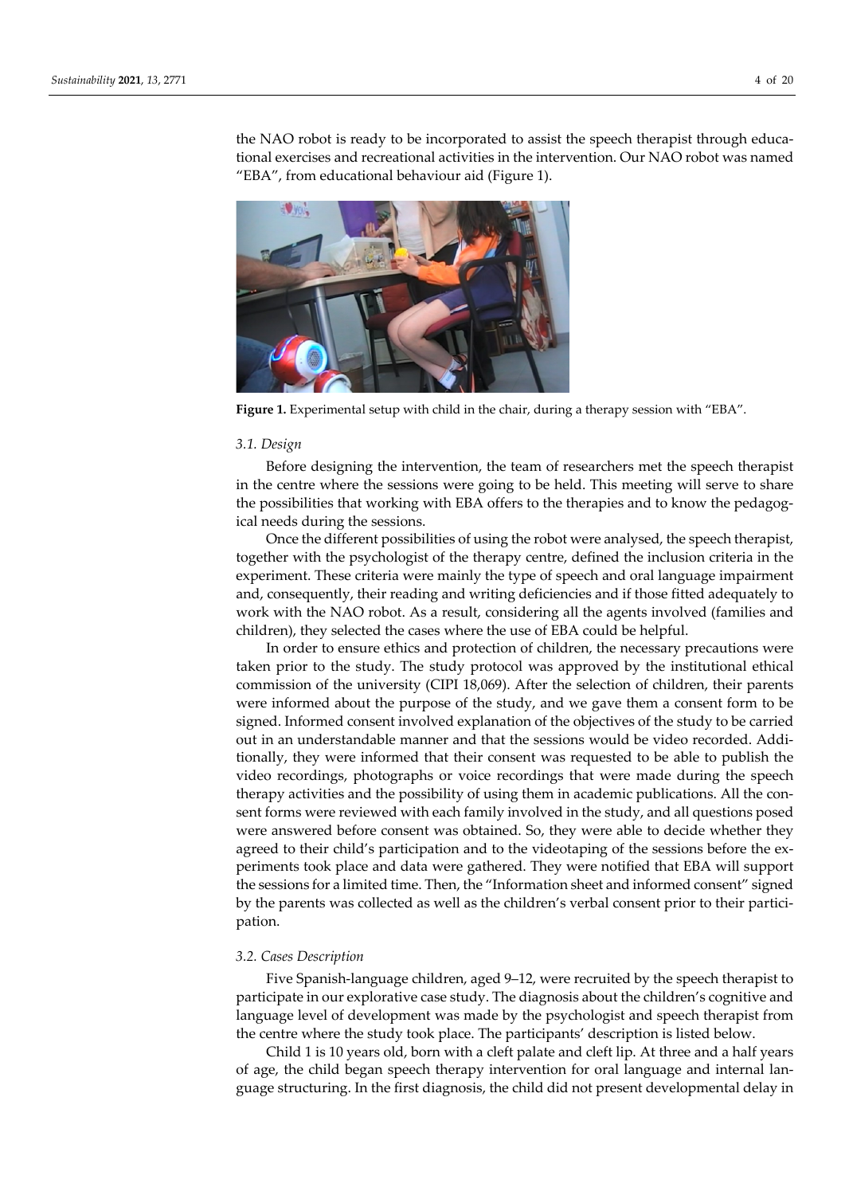the NAO robot is ready to be incorporated to assist the speech therapist through educational exercises and recreational activities in the intervention. Our NAO robot was named "EBA", from educational behaviour aid (Figure 1).

**Figure 1.** Experimental setup with child in the chair, during a therapy session with "EBA".

### 3.1. Design

Before designing the intervention, the team of researchers met the speech therapist in the centre where the sessions were going to be held. This meeting will serve to share the possibilities that working with EBA offers to the therapies and to know the pedagogical needs during the sessions.

Once the different possibilities of using the robot were analysed, the speech therapist, together with the psychologist of the therapy centre, defined the inclusion criteria in the experiment. These criteria were mainly the type of speech and oral language impairment and, consequently, their reading and writing deficiencies and if those fitted adequately to work with the NAO robot. As a result, considering all the agents involved (families and children), they selected the cases where the use of EBA could be helpful.

In order to ensure ethics and protection of children, the necessary precautions were taken prior to the study. The study protocol was approved by the institutional ethical commission of the university (CIPI 18,069). After the selection of children, their parents were informed about the purpose of the study, and we gave them a consent form to be signed. Informed consent involved explanation of the objectives of the study to be carried out in an understandable manner and that the sessions would be video recorded. Additionally, they were informed that their consent was requested to be able to publish the video recordings, photographs or voice recordings that were made during the speech therapy activities and the possibility of using them in academic publications. All the consent forms were reviewed with each family involved in the study, and all questions posed were answered before consent was obtained. So, they were able to decide whether they agreed to their child's participation and to the videotaping of the sessions before the experiments took place and data were gathered. They were notified that EBA will support the sessions for a limited time. Then, the "Information sheet and informed consent" signed by the parents was collected as well as the children's verbal consent prior to their participation.

### 3.2. Cases Description

Five Spanish-language children, aged 9–12, were recruited by the speech therapist to participate in our explorative case study. The diagnosis about the children's cognitive and language level of development was made by the psychologist and speech therapist from the centre where the study took place. The participants' description is listed below.

Child 1 is 10 years old, born with a cleft palate and cleft lip. At three and a half years of age, the child began speech therapy intervention for oral language and internal language structuring. In the first diagnosis, the child did not present developmental delay in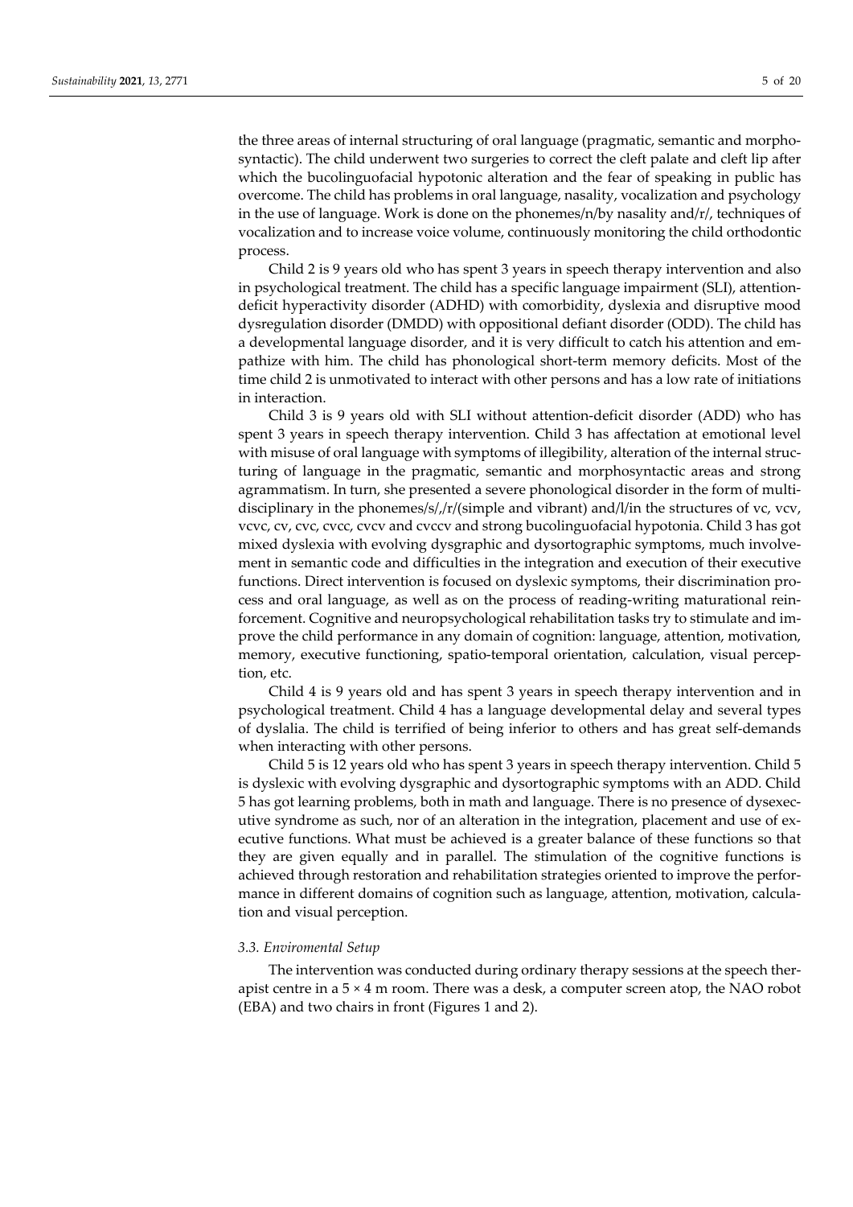the three areas of internal structuring of oral language (pragmatic, semantic and morphosyntactic). The child underwent two surgeries to correct the cleft palate and cleft lip after which the bucolinguofacial hypotonic alteration and the fear of speaking in public has overcome. The child has problems in oral language, nasality, vocalization and psychology in the use of language. Work is done on the phonemes/n/by nasality and/r/, techniques of vocalization and to increase voice volume, continuously monitoring the child orthodontic process.

Child 2 is 9 years old who has spent 3 years in speech therapy intervention and also in psychological treatment. The child has a specific language impairment (SLI), attention-deficit hyperactivity disorder (ADHD) with comorbidity, dyslexia and disruptive mood dysregulation disorder (DMDD) with oppositional defiant disorder (ODD). The child has a developmental language disorder, and it is very difficult to catch his attention and empathize with him. The child has phonological short-term memory deficits. Most of the time child 2 is unmotivated to interact with other persons and has a low rate of initiations in interaction.

Child 3 is 9 years old with SLI without attention-deficit disorder (ADD) who has spent 3 years in speech therapy intervention. Child 3 has affectation at emotional level with misuse of oral language with symptoms of illegibility, alteration of the internal structuring of language in the pragmatic, semantic and morphosyntactic areas and strong agrammatism. In turn, she presented a severe phonological disorder in the form of multidisciplinary in the phonemes/s/,/r/(simple and vibrant) and/l/in the structures of vc, vcv, vcvc, cv, cvc, cvcc, cvcv and cvccv and strong bucolinguofacial hypotonia. Child 3 has got mixed dyslexia with evolving dysgraphic and dysortographic symptoms, much involvement in semantic code and difficulties in the integration and execution of their executive functions. Direct intervention is focused on dyslexic symptoms, their discrimination process and oral language, as well as on the process of reading-writing maturational reinforcement. Cognitive and neuropsychological rehabilitation tasks try to stimulate and improve the child performance in any domain of cognition: language, attention, motivation, memory, executive functioning, spatio-temporal orientation, calculation, visual perception, etc.

Child 4 is 9 years old and has spent 3 years in speech therapy intervention and in psychological treatment. Child 4 has a language developmental delay and several types of dyslalia. The child is terrified of being inferior to others and has great self-demands when interacting with other persons.

Child 5 is 12 years old who has spent 3 years in speech therapy intervention. Child 5 is dyslexic with evolving dysgraphic and dysortographic symptoms with an ADD. Child 5 has got learning problems, both in math and language. There is no presence of dysexecutive syndrome as such, nor of an alteration in the integration, placement and use of executive functions. What must be achieved is a greater balance of these functions so that they are given equally and in parallel. The stimulation of the cognitive functions is achieved through restoration and rehabilitation strategies oriented to improve the performance in different domains of cognition such as language, attention, motivation, calculation and visual perception.

### *3.3. Enviromental Setup*

The intervention was conducted during ordinary therapy sessions at the speech therapist centre in a 5 × 4 m room. There was a desk, a computer screen atop, the NAO robot (EBA) and two chairs in front (Figures 1 and 2).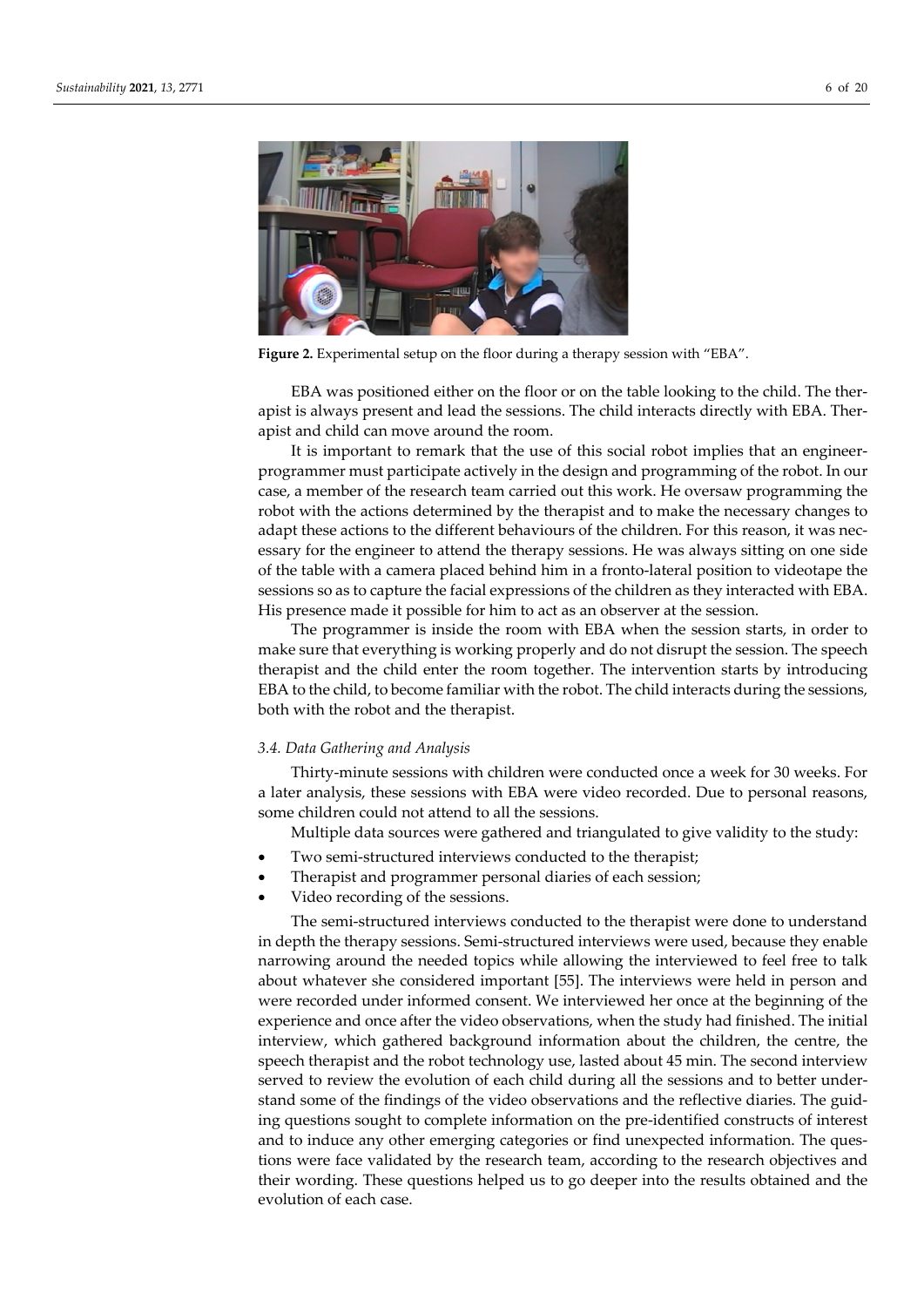**Figure 2.** Experimental setup on the floor during a therapy session with "EBA".

EBA was positioned either on the floor or on the table looking to the child. The therapist is always present and lead the sessions. The child interacts directly with EBA. Therapist and child can move around the room.

It is important to remark that the use of this social robot implies that an engineer-programmer must participate actively in the design and programming of the robot. In our case, a member of the research team carried out this work. He oversaw programming the robot with the actions determined by the therapist and to make the necessary changes to adapt these actions to the different behaviours of the children. For this reason, it was necessary for the engineer to attend the therapy sessions. He was always sitting on one side of the table with a camera placed behind him in a fronto-lateral position to videotape the sessions so as to capture the facial expressions of the children as they interacted with EBA. His presence made it possible for him to act as an observer at the session.

The programmer is inside the room with EBA when the session starts, in order to make sure that everything is working properly and do not disrupt the session. The speech therapist and the child enter the room together. The intervention starts by introducing EBA to the child, to become familiar with the robot. The child interacts during the sessions, both with the robot and the therapist.

### *3.4. Data Gathering and Analysis*

Thirty-minute sessions with children were conducted once a week for 30 weeks. For a later analysis, these sessions with EBA were video recorded. Due to personal reasons, some children could not attend to all the sessions.

Multiple data sources were gathered and triangulated to give validity to the study:

- Two semi-structured interviews conducted to the therapist;
- Therapist and programmer personal diaries of each session;
- Video recording of the sessions.

The semi-structured interviews conducted to the therapist were done to understand in depth the therapy sessions. Semi-structured interviews were used, because they enable narrowing around the needed topics while allowing the interviewed to feel free to talk about whatever she considered important [55]. The interviews were held in person and were recorded under informed consent. We interviewed her once at the beginning of the experience and once after the video observations, when the study had finished. The initial interview, which gathered background information about the children, the centre, the speech therapist and the robot technology use, lasted about 45 min. The second interview served to review the evolution of each child during all the sessions and to better understand some of the findings of the video observations and the reflective diaries. The guiding questions sought to complete information on the pre-identified constructs of interest and to induce any other emerging categories or find unexpected information. The questions were face validated by the research team, according to the research objectives and their wording. These questions helped us to go deeper into the results obtained and the evolution of each case.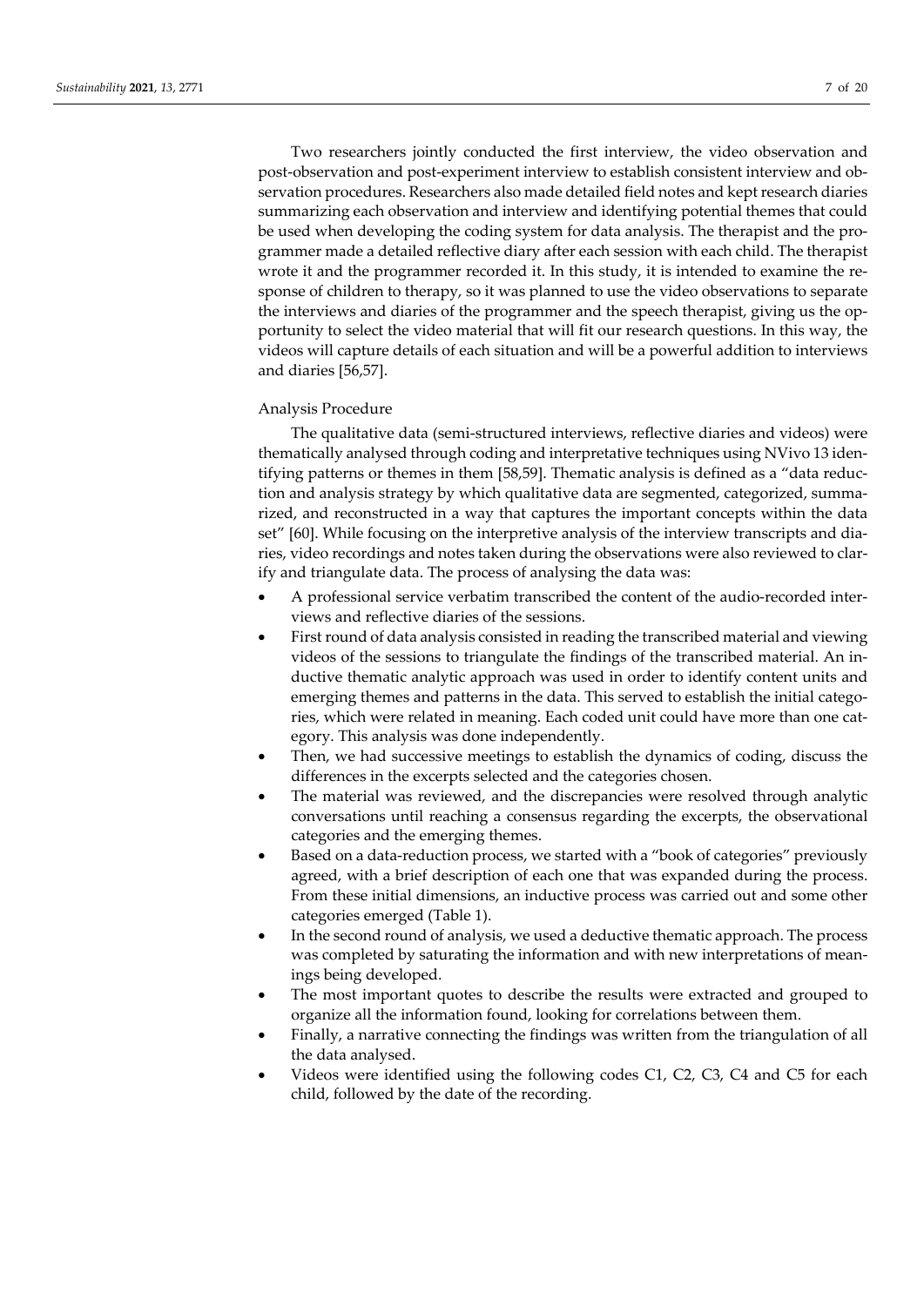Two researchers jointly conducted the first interview, the video observation and post-observation and post-experiment interview to establish consistent interview and observation procedures. Researchers also made detailed field notes and kept research diaries summarizing each observation and interview and identifying potential themes that could be used when developing the coding system for data analysis. The therapist and the programmer made a detailed reflective diary after each session with each child. The therapist wrote it and the programmer recorded it. In this study, it is intended to examine the response of children to therapy, so it was planned to use the video observations to separate the interviews and diaries of the programmer and the speech therapist, giving us the opportunity to select the video material that will fit our research questions. In this way, the videos will capture details of each situation and will be a powerful addition to interviews and diaries [56,57].

Analysis Procedure

The qualitative data (semi-structured interviews, reflective diaries and videos) were thematically analysed through coding and interpretative techniques using NVivo 13 identifying patterns or themes in them [58,59]. Thematic analysis is defined as a "data reduction and analysis strategy by which qualitative data are segmented, categorized, summarized, and reconstructed in a way that captures the important concepts within the data set" [60]. While focusing on the interpretive analysis of the interview transcripts and diaries, video recordings and notes taken during the observations were also reviewed to clarify and triangulate data. The process of analysing the data was:

- A professional service verbatim transcribed the content of the audio-recorded interviews and reflective diaries of the sessions.
- First round of data analysis consisted in reading the transcribed material and viewing videos of the sessions to triangulate the findings of the transcribed material. An inductive thematic analytic approach was used in order to identify content units and emerging themes and patterns in the data. This served to establish the initial categories, which were related in meaning. Each coded unit could have more than one category. This analysis was done independently.
- Then, we had successive meetings to establish the dynamics of coding, discuss the differences in the excerpts selected and the categories chosen.
- The material was reviewed, and the discrepancies were resolved through analytic conversations until reaching a consensus regarding the excerpts, the observational categories and the emerging themes.
- Based on a data-reduction process, we started with a "book of categories" previously agreed, with a brief description of each one that was expanded during the process. From these initial dimensions, an inductive process was carried out and some other categories emerged (Table 1).
- In the second round of analysis, we used a deductive thematic approach. The process was completed by saturating the information and with new interpretations of meanings being developed.
- The most important quotes to describe the results were extracted and grouped to organize all the information found, looking for correlations between them.
- Finally, a narrative connecting the findings was written from the triangulation of all the data analysed.
- Videos were identified using the following codes C1, C2, C3, C4 and C5 for each child, followed by the date of the recording.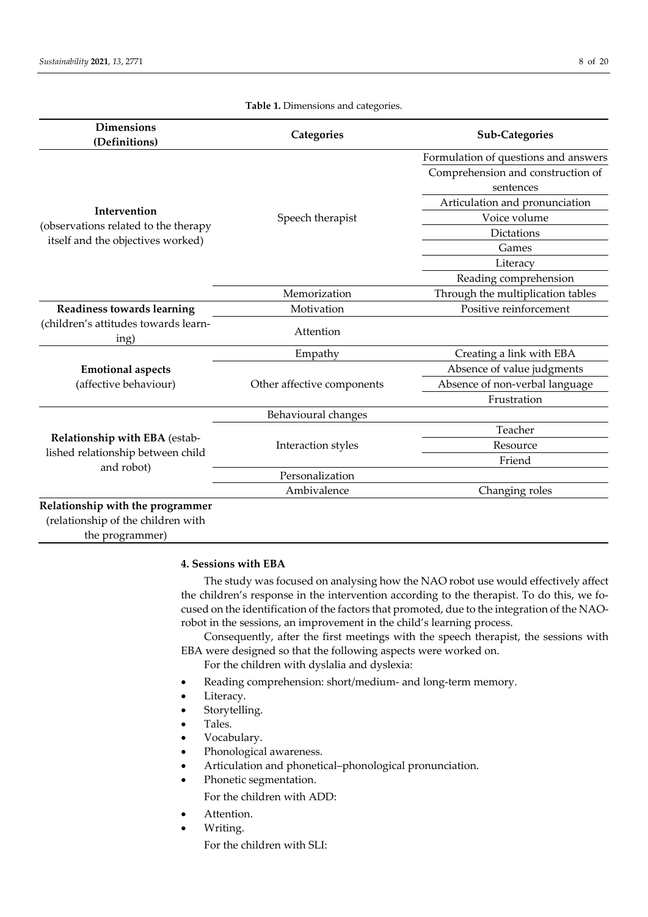**Table 1.** Dimensions and categories.

| Dimensions (Definitions) | Categories | Sub-Categories |
|---|---|---|
| **Intervention** (observations related to the therapy itself and the objectives worked) | Speech therapist | Formulation of questions and answers |
| | | Comprehension and construction of sentences |
| | | Articulation and pronunciation |
| | | Voice volume |
| | | Dictations |
| | | Games |
| | | Literacy |
| | | Reading comprehension |
| | Memorization | Through the multiplication tables |
| **Readiness towards learning** (children's attitudes towards learning) | Motivation | Positive reinforcement |
| | Attention | |
| **Emotional aspects** (affective behaviour) | Empathy | Creating a link with EBA |
| | Other affective components | Absence of value judgments |
| | | Absence of non-verbal language |
| | | Frustration |
| **Relationship with EBA** (established relationship between child and robot) | Behavioural changes | |
| | Interaction styles | Teacher |
| | | Resource |
| | | Friend |
| | Personalization | |
| | Ambivalence | Changing roles |
| **Relationship with the programmer** (relationship of the children with the programmer) | | |

## 4. Sessions with EBA

The study was focused on analysing how the NAO robot use would effectively affect the children's response in the intervention according to the therapist. To do this, we focused on the identification of the factors that promoted, due to the integration of the NAO-robot in the sessions, an improvement in the child's learning process.

Consequently, after the first meetings with the speech therapist, the sessions with EBA were designed so that the following aspects were worked on.

For the children with dyslalia and dyslexia:

- Reading comprehension: short/medium- and long-term memory.
- Literacy.
- Storytelling.
- Tales.
- Vocabulary.
- Phonological awareness.
- Articulation and phonetical–phonological pronunciation.
- Phonetic segmentation.

For the children with ADD:

- Attention.
- Writing.

For the children with SLI: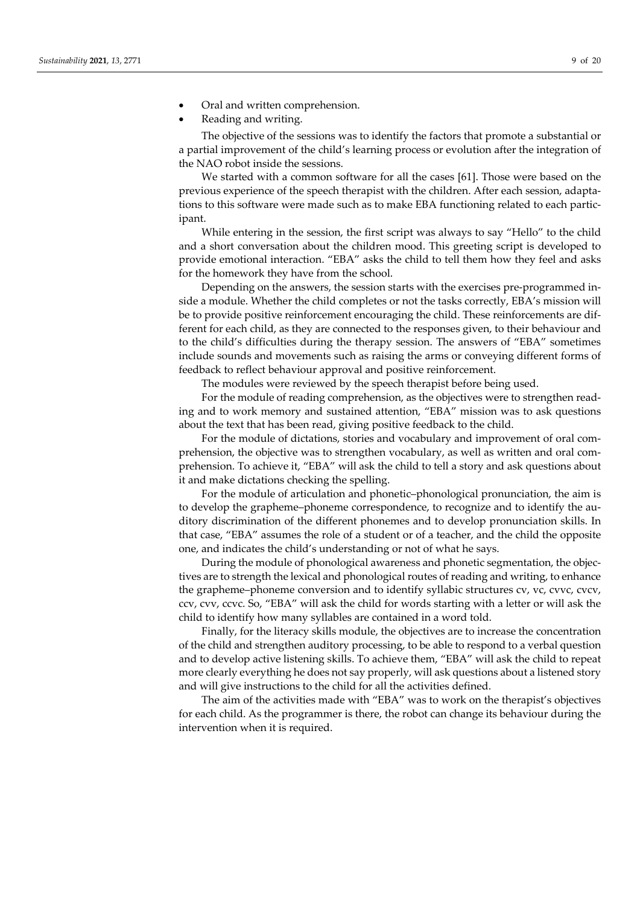- Oral and written comprehension.
- Reading and writing.

The objective of the sessions was to identify the factors that promote a substantial or a partial improvement of the child's learning process or evolution after the integration of the NAO robot inside the sessions.

We started with a common software for all the cases [61]. Those were based on the previous experience of the speech therapist with the children. After each session, adaptations to this software were made such as to make EBA functioning related to each participant.

While entering in the session, the first script was always to say "Hello" to the child and a short conversation about the children mood. This greeting script is developed to provide emotional interaction. "EBA" asks the child to tell them how they feel and asks for the homework they have from the school.

Depending on the answers, the session starts with the exercises pre-programmed inside a module. Whether the child completes or not the tasks correctly, EBA's mission will be to provide positive reinforcement encouraging the child. These reinforcements are different for each child, as they are connected to the responses given, to their behaviour and to the child's difficulties during the therapy session. The answers of "EBA" sometimes include sounds and movements such as raising the arms or conveying different forms of feedback to reflect behaviour approval and positive reinforcement.

The modules were reviewed by the speech therapist before being used.

For the module of reading comprehension, as the objectives were to strengthen reading and to work memory and sustained attention, "EBA" mission was to ask questions about the text that has been read, giving positive feedback to the child.

For the module of dictations, stories and vocabulary and improvement of oral comprehension, the objective was to strengthen vocabulary, as well as written and oral comprehension. To achieve it, "EBA" will ask the child to tell a story and ask questions about it and make dictations checking the spelling.

For the module of articulation and phonetic–phonological pronunciation, the aim is to develop the grapheme–phoneme correspondence, to recognize and to identify the auditory discrimination of the different phonemes and to develop pronunciation skills. In that case, "EBA" assumes the role of a student or of a teacher, and the child the opposite one, and indicates the child's understanding or not of what he says.

During the module of phonological awareness and phonetic segmentation, the objectives are to strength the lexical and phonological routes of reading and writing, to enhance the grapheme–phoneme conversion and to identify syllabic structures cv, vc, cvvc, cvcv, ccv, cvv, ccvc. So, "EBA" will ask the child for words starting with a letter or will ask the child to identify how many syllables are contained in a word told.

Finally, for the literacy skills module, the objectives are to increase the concentration of the child and strengthen auditory processing, to be able to respond to a verbal question and to develop active listening skills. To achieve them, "EBA" will ask the child to repeat more clearly everything he does not say properly, will ask questions about a listened story and will give instructions to the child for all the activities defined.

The aim of the activities made with "EBA" was to work on the therapist's objectives for each child. As the programmer is there, the robot can change its behaviour during the intervention when it is required.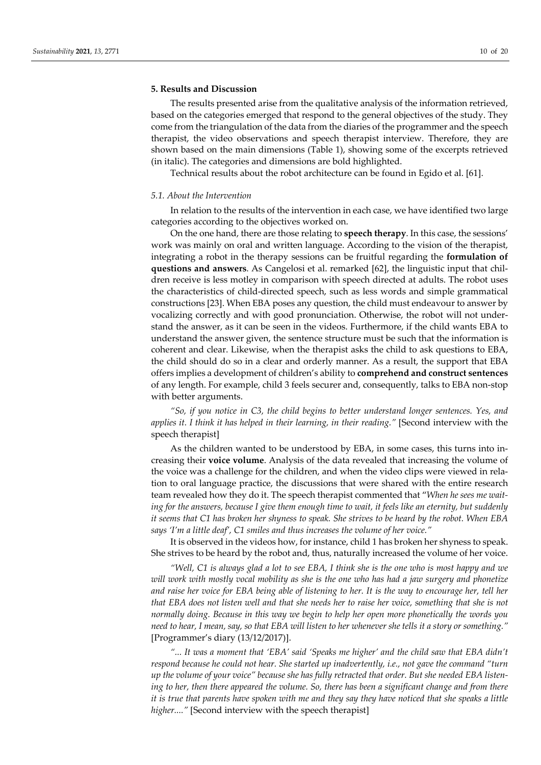## 5. Results and Discussion

The results presented arise from the qualitative analysis of the information retrieved, based on the categories emerged that respond to the general objectives of the study. They come from the triangulation of the data from the diaries of the programmer and the speech therapist, the video observations and speech therapist interview. Therefore, they are shown based on the main dimensions (Table 1), showing some of the excerpts retrieved (in italic). The categories and dimensions are bold highlighted.

Technical results about the robot architecture can be found in Egido et al. [61].

### 5.1. About the Intervention

In relation to the results of the intervention in each case, we have identified two large categories according to the objectives worked on.

On the one hand, there are those relating to **speech therapy**. In this case, the sessions' work was mainly on oral and written language. According to the vision of the therapist, integrating a robot in the therapy sessions can be fruitful regarding the **formulation of questions and answers**. As Cangelosi et al. remarked [62], the linguistic input that children receive is less motley in comparison with speech directed at adults. The robot uses the characteristics of child-directed speech, such as less words and simple grammatical constructions [23]. When EBA poses any question, the child must endeavour to answer by vocalizing correctly and with good pronunciation. Otherwise, the robot will not understand the answer, as it can be seen in the videos. Furthermore, if the child wants EBA to understand the answer given, the sentence structure must be such that the information is coherent and clear. Likewise, when the therapist asks the child to ask questions to EBA, the child should do so in a clear and orderly manner. As a result, the support that EBA offers implies a development of children's ability to **comprehend and construct sentences** of any length. For example, child 3 feels securer and, consequently, talks to EBA non-stop with better arguments.

*"So, if you notice in C3, the child begins to better understand longer sentences. Yes, and applies it. I think it has helped in their learning, in their reading."* [Second interview with the speech therapist]

As the children wanted to be understood by EBA, in some cases, this turns into increasing their **voice volume**. Analysis of the data revealed that increasing the volume of the voice was a challenge for the children, and when the video clips were viewed in relation to oral language practice, the discussions that were shared with the entire research team revealed how they do it. The speech therapist commented that "*When he sees me waiting for the answers, because I give them enough time to wait, it feels like an eternity, but suddenly it seems that C1 has broken her shyness to speak. She strives to be heard by the robot. When EBA says 'I'm a little deaf', C1 smiles and thus increases the volume of her voice.*"

It is observed in the videos how, for instance, child 1 has broken her shyness to speak. She strives to be heard by the robot and, thus, naturally increased the volume of her voice.

*"Well, C1 is always glad a lot to see EBA, I think she is the one who is most happy and we will work with mostly vocal mobility as she is the one who has had a jaw surgery and phonetize and raise her voice for EBA being able of listening to her. It is the way to encourage her, tell her that EBA does not listen well and that she needs her to raise her voice, something that she is not normally doing. Because in this way we begin to help her open more phonetically the words you need to hear, I mean, say, so that EBA will listen to her whenever she tells it a story or something."* [Programmer's diary (13/12/2017)].

*"... It was a moment that 'EBA' said 'Speaks me higher' and the child saw that EBA didn't respond because he could not hear. She started up inadvertently, i.e., not gave the command "turn up the volume of your voice" because she has fully retracted that order. But she needed EBA listening to her, then there appeared the volume. So, there has been a significant change and from there it is true that parents have spoken with me and they say they have noticed that she speaks a little higher...."* [Second interview with the speech therapist]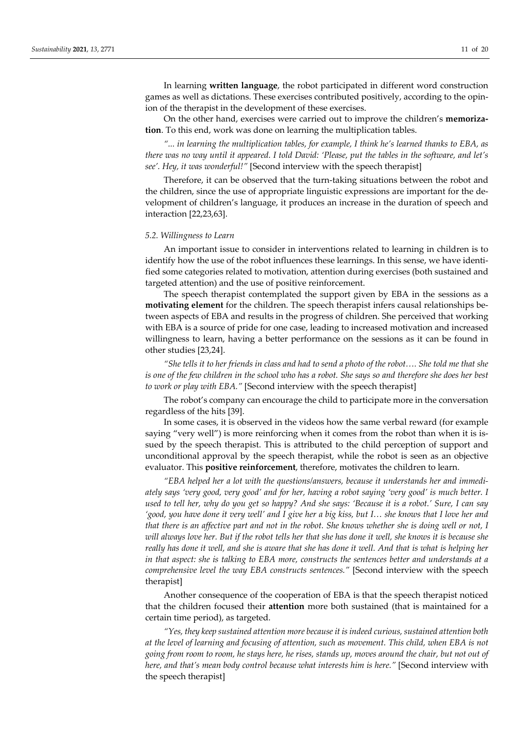In learning **written language**, the robot participated in different word construction games as well as dictations. These exercises contributed positively, according to the opinion of the therapist in the development of these exercises.

On the other hand, exercises were carried out to improve the children's **memorization**. To this end, work was done on learning the multiplication tables.

*"... in learning the multiplication tables, for example, I think he's learned thanks to EBA, as there was no way until it appeared. I told David: 'Please, put the tables in the software, and let's see'. Hey, it was wonderful!"* [Second interview with the speech therapist]

Therefore, it can be observed that the turn-taking situations between the robot and the children, since the use of appropriate linguistic expressions are important for the development of children's language, it produces an increase in the duration of speech and interaction [22,23,63].

### *5.2. Willingness to Learn*

An important issue to consider in interventions related to learning in children is to identify how the use of the robot influences these learnings. In this sense, we have identified some categories related to motivation, attention during exercises (both sustained and targeted attention) and the use of positive reinforcement.

The speech therapist contemplated the support given by EBA in the sessions as a **motivating element** for the children. The speech therapist infers causal relationships between aspects of EBA and results in the progress of children. She perceived that working with EBA is a source of pride for one case, leading to increased motivation and increased willingness to learn, having a better performance on the sessions as it can be found in other studies [23,24].

*"She tells it to her friends in class and had to send a photo of the robot…. She told me that she is one of the few children in the school who has a robot. She says so and therefore she does her best to work or play with EBA."* [Second interview with the speech therapist]

The robot's company can encourage the child to participate more in the conversation regardless of the hits [39].

In some cases, it is observed in the videos how the same verbal reward (for example saying "very well") is more reinforcing when it comes from the robot than when it is issued by the speech therapist. This is attributed to the child perception of support and unconditional approval by the speech therapist, while the robot is seen as an objective evaluator. This **positive reinforcement**, therefore, motivates the children to learn.

*"EBA helped her a lot with the questions/answers, because it understands her and immediately says 'very good, very good' and for her, having a robot saying 'very good' is much better. I used to tell her, why do you get so happy? And she says: 'Because it is a robot.' Sure, I can say 'good, you have done it very well' and I give her a big kiss, but I… she knows that I love her and that there is an affective part and not in the robot. She knows whether she is doing well or not, I will always love her. But if the robot tells her that she has done it well, she knows it is because she really has done it well, and she is aware that she has done it well. And that is what is helping her in that aspect: she is talking to EBA more, constructs the sentences better and understands at a comprehensive level the way EBA constructs sentences."* [Second interview with the speech therapist]

Another consequence of the cooperation of EBA is that the speech therapist noticed that the children focused their **attention** more both sustained (that is maintained for a certain time period), as targeted.

*"Yes, they keep sustained attention more because it is indeed curious, sustained attention both at the level of learning and focusing of attention, such as movement. This child, when EBA is not going from room to room, he stays here, he rises, stands up, moves around the chair, but not out of here, and that's mean body control because what interests him is here."* [Second interview with the speech therapist]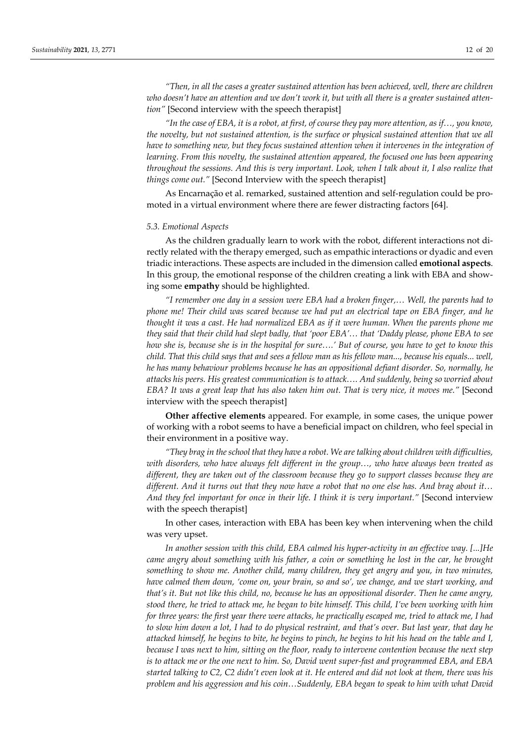*"Then, in all the cases a greater sustained attention has been achieved, well, there are children who doesn't have an attention and we don't work it, but with all there is a greater sustained attention"* [Second interview with the speech therapist]

*"In the case of EBA, it is a robot, at first, of course they pay more attention, as if…, you know, the novelty, but not sustained attention, is the surface or physical sustained attention that we all have to something new, but they focus sustained attention when it intervenes in the integration of learning. From this novelty, the sustained attention appeared, the focused one has been appearing throughout the sessions. And this is very important. Look, when I talk about it, I also realize that things come out."* [Second Interview with the speech therapist]

As Encarnação et al. remarked, sustained attention and self-regulation could be promoted in a virtual environment where there are fewer distracting factors [64].

### *5.3. Emotional Aspects*

As the children gradually learn to work with the robot, different interactions not directly related with the therapy emerged, such as empathic interactions or dyadic and even triadic interactions. These aspects are included in the dimension called **emotional aspects**. In this group, the emotional response of the children creating a link with EBA and showing some **empathy** should be highlighted.

*"I remember one day in a session were EBA had a broken finger,… Well, the parents had to phone me! Their child was scared because we had put an electrical tape on EBA finger, and he thought it was a cast. He had normalized EBA as if it were human. When the parents phone me they said that their child had slept badly, that 'poor EBA'… that 'Daddy please, phone EBA to see how she is, because she is in the hospital for sure….' But of course, you have to get to know this child. That this child says that and sees a fellow man as his fellow man..., because his equals... well, he has many behaviour problems because he has an oppositional defiant disorder. So, normally, he attacks his peers. His greatest communication is to attack…. And suddenly, being so worried about EBA? It was a great leap that has also taken him out. That is very nice, it moves me."* [Second interview with the speech therapist]

**Other affective elements** appeared. For example, in some cases, the unique power of working with a robot seems to have a beneficial impact on children, who feel special in their environment in a positive way.

*"They brag in the school that they have a robot. We are talking about children with difficulties, with disorders, who have always felt different in the group…, who have always been treated as different, they are taken out of the classroom because they go to support classes because they are different. And it turns out that they now have a robot that no one else has. And brag about it… And they feel important for once in their life. I think it is very important."* [Second interview with the speech therapist]

In other cases, interaction with EBA has been key when intervening when the child was very upset.

*In another session with this child, EBA calmed his hyper-activity in an effective way. [...]He came angry about something with his father, a coin or something he lost in the car, he brought something to show me. Another child, many children, they get angry and you, in two minutes, have calmed them down, 'come on, your brain, so and so', we change, and we start working, and that's it. But not like this child, no, because he has an oppositional disorder. Then he came angry, stood there, he tried to attack me, he began to bite himself. This child, I've been working with him for three years: the first year there were attacks, he practically escaped me, tried to attack me, I had to slow him down a lot, I had to do physical restraint, and that's over. But last year, that day he attacked himself, he begins to bite, he begins to pinch, he begins to hit his head on the table and I, because I was next to him, sitting on the floor, ready to intervene contention because the next step is to attack me or the one next to him. So, David went super-fast and programmed EBA, and EBA started talking to C2, C2 didn't even look at it. He entered and did not look at them, there was his problem and his aggression and his coin…Suddenly, EBA began to speak to him with what David*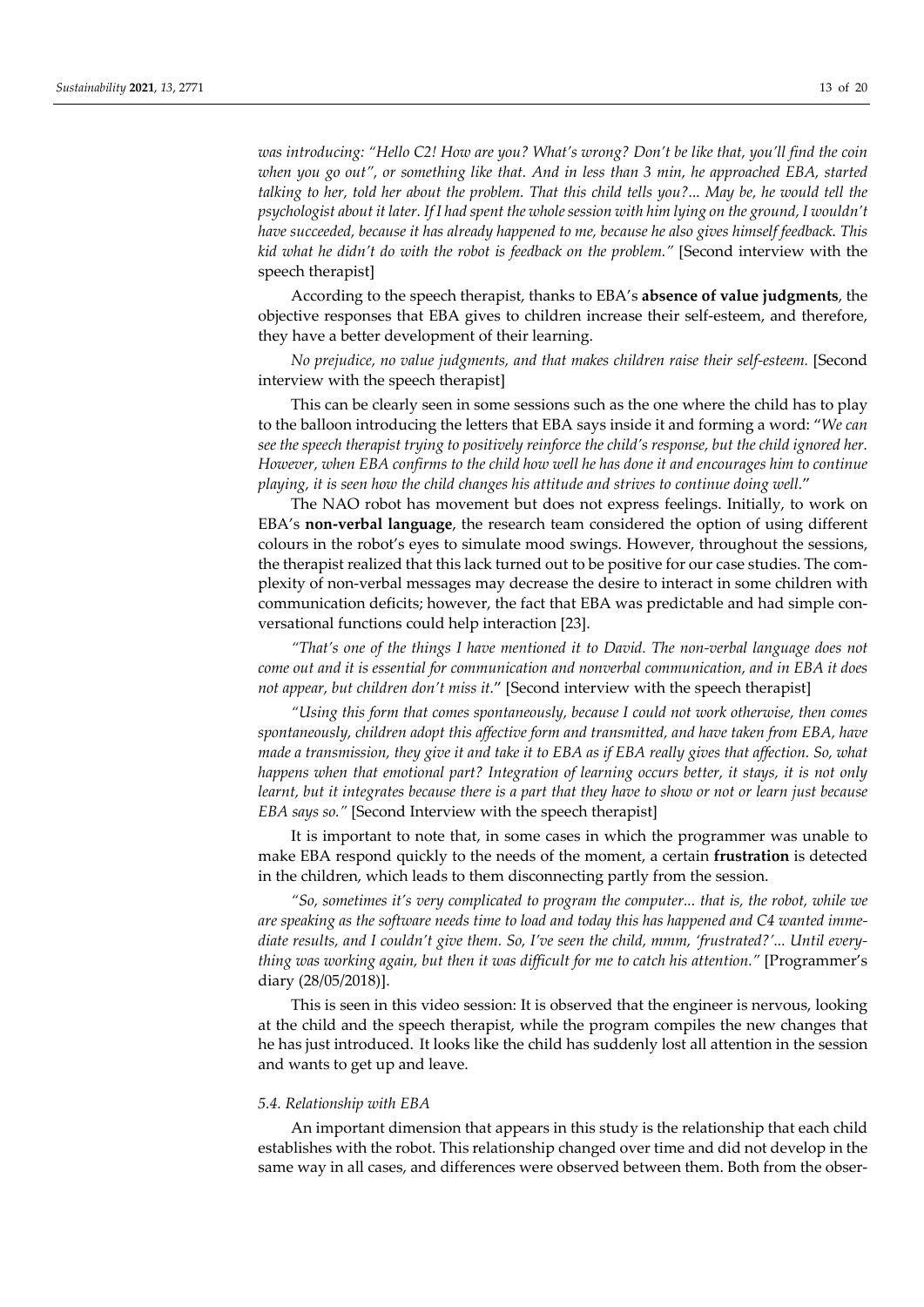*was introducing: "Hello C2! How are you? What's wrong? Don't be like that, you'll find the coin when you go out", or something like that. And in less than 3 min, he approached EBA, started talking to her, told her about the problem. That this child tells you?... May be, he would tell the psychologist about it later. If I had spent the whole session with him lying on the ground, I wouldn't have succeeded, because it has already happened to me, because he also gives himself feedback. This kid what he didn't do with the robot is feedback on the problem."* [Second interview with the speech therapist]

According to the speech therapist, thanks to EBA's **absence of value judgments**, the objective responses that EBA gives to children increase their self-esteem, and therefore, they have a better development of their learning.

*No prejudice, no value judgments, and that makes children raise their self-esteem.* [Second interview with the speech therapist]

This can be clearly seen in some sessions such as the one where the child has to play to the balloon introducing the letters that EBA says inside it and forming a word: "*We can see the speech therapist trying to positively reinforce the child's response, but the child ignored her. However, when EBA confirms to the child how well he has done it and encourages him to continue playing, it is seen how the child changes his attitude and strives to continue doing well.*"

The NAO robot has movement but does not express feelings. Initially, to work on EBA's **non-verbal language**, the research team considered the option of using different colours in the robot's eyes to simulate mood swings. However, throughout the sessions, the therapist realized that this lack turned out to be positive for our case studies. The complexity of non-verbal messages may decrease the desire to interact in some children with communication deficits; however, the fact that EBA was predictable and had simple conversational functions could help interaction [23].

*"That's one of the things I have mentioned it to David. The non-verbal language does not come out and it is essential for communication and nonverbal communication, and in EBA it does not appear, but children don't miss it.*" [Second interview with the speech therapist]

*"Using this form that comes spontaneously, because I could not work otherwise, then comes spontaneously, children adopt this affective form and transmitted, and have taken from EBA, have made a transmission, they give it and take it to EBA as if EBA really gives that affection. So, what happens when that emotional part? Integration of learning occurs better, it stays, it is not only learnt, but it integrates because there is a part that they have to show or not or learn just because EBA says so."* [Second Interview with the speech therapist]

It is important to note that, in some cases in which the programmer was unable to make EBA respond quickly to the needs of the moment, a certain **frustration** is detected in the children, which leads to them disconnecting partly from the session.

*"So, sometimes it's very complicated to program the computer... that is, the robot, while we are speaking as the software needs time to load and today this has happened and C4 wanted immediate results, and I couldn't give them. So, I've seen the child, mmm, 'frustrated?'... Until everything was working again, but then it was difficult for me to catch his attention."* [Programmer's diary (28/05/2018)].

This is seen in this video session: It is observed that the engineer is nervous, looking at the child and the speech therapist, while the program compiles the new changes that he has just introduced. It looks like the child has suddenly lost all attention in the session and wants to get up and leave.

### *5.4. Relationship with EBA*

An important dimension that appears in this study is the relationship that each child establishes with the robot. This relationship changed over time and did not develop in the same way in all cases, and differences were observed between them. Both from the obser-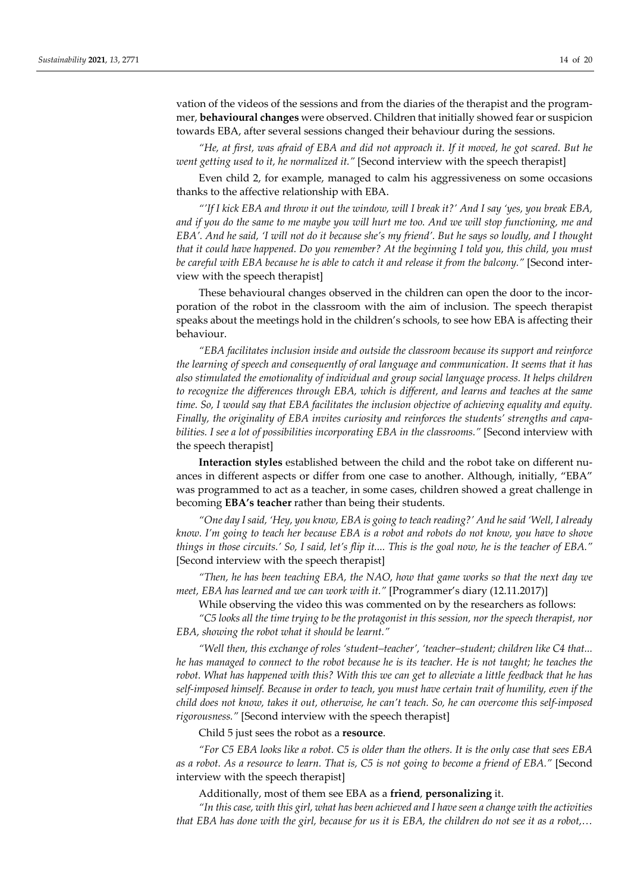vation of the videos of the sessions and from the diaries of the therapist and the programmer, **behavioural changes** were observed. Children that initially showed fear or suspicion towards EBA, after several sessions changed their behaviour during the sessions.

*"He, at first, was afraid of EBA and did not approach it. If it moved, he got scared. But he went getting used to it, he normalized it."* [Second interview with the speech therapist]

Even child 2, for example, managed to calm his aggressiveness on some occasions thanks to the affective relationship with EBA.

*"'If I kick EBA and throw it out the window, will I break it?' And I say 'yes, you break EBA, and if you do the same to me maybe you will hurt me too. And we will stop functioning, me and EBA'. And he said, 'I will not do it because she's my friend'. But he says so loudly, and I thought that it could have happened. Do you remember? At the beginning I told you, this child, you must be careful with EBA because he is able to catch it and release it from the balcony."* [Second interview with the speech therapist]

These behavioural changes observed in the children can open the door to the incorporation of the robot in the classroom with the aim of inclusion. The speech therapist speaks about the meetings hold in the children's schools, to see how EBA is affecting their behaviour.

*"EBA facilitates inclusion inside and outside the classroom because its support and reinforce the learning of speech and consequently of oral language and communication. It seems that it has also stimulated the emotionality of individual and group social language process. It helps children to recognize the differences through EBA, which is different, and learns and teaches at the same time. So, I would say that EBA facilitates the inclusion objective of achieving equality and equity. Finally, the originality of EBA invites curiosity and reinforces the students' strengths and capabilities. I see a lot of possibilities incorporating EBA in the classrooms."* [Second interview with the speech therapist]

**Interaction styles** established between the child and the robot take on different nuances in different aspects or differ from one case to another. Although, initially, "EBA" was programmed to act as a teacher, in some cases, children showed a great challenge in becoming **EBA's teacher** rather than being their students.

*"One day I said, 'Hey, you know, EBA is going to teach reading?' And he said 'Well, I already know. I'm going to teach her because EBA is a robot and robots do not know, you have to shove things in those circuits.' So, I said, let's flip it.... This is the goal now, he is the teacher of EBA."* [Second interview with the speech therapist]

*"Then, he has been teaching EBA, the NAO, how that game works so that the next day we meet, EBA has learned and we can work with it."* [Programmer's diary (12.11.2017)]

While observing the video this was commented on by the researchers as follows:

*"C5 looks all the time trying to be the protagonist in this session, nor the speech therapist, nor EBA, showing the robot what it should be learnt."*

*"Well then, this exchange of roles 'student–teacher', 'teacher–student; children like C4 that... he has managed to connect to the robot because he is its teacher. He is not taught; he teaches the robot. What has happened with this? With this we can get to alleviate a little feedback that he has self-imposed himself. Because in order to teach, you must have certain trait of humility, even if the child does not know, takes it out, otherwise, he can't teach. So, he can overcome this self-imposed rigorousness."* [Second interview with the speech therapist]

Child 5 just sees the robot as a **resource**.

*"For C5 EBA looks like a robot. C5 is older than the others. It is the only case that sees EBA as a robot. As a resource to learn. That is, C5 is not going to become a friend of EBA."* [Second interview with the speech therapist]

Additionally, most of them see EBA as a **friend**, **personalizing** it.

*"In this case, with this girl, what has been achieved and I have seen a change with the activities that EBA has done with the girl, because for us it is EBA, the children do not see it as a robot,…*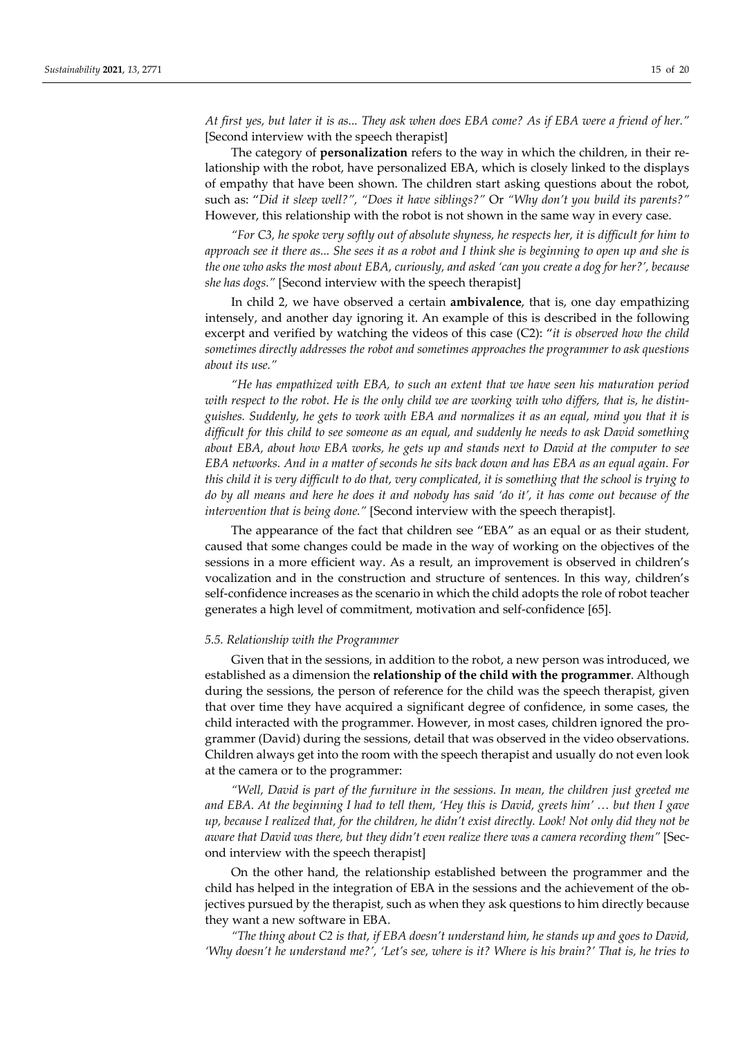*At first yes, but later it is as... They ask when does EBA come? As if EBA were a friend of her."* [Second interview with the speech therapist]

The category of **personalization** refers to the way in which the children, in their relationship with the robot, have personalized EBA, which is closely linked to the displays of empathy that have been shown. The children start asking questions about the robot, such as: "*Did it sleep well?", "Does it have siblings?"* Or *"Why don't you build its parents?"* However, this relationship with the robot is not shown in the same way in every case.

*"For C3, he spoke very softly out of absolute shyness, he respects her, it is difficult for him to approach see it there as... She sees it as a robot and I think she is beginning to open up and she is the one who asks the most about EBA, curiously, and asked 'can you create a dog for her?', because she has dogs."* [Second interview with the speech therapist]

In child 2, we have observed a certain **ambivalence**, that is, one day empathizing intensely, and another day ignoring it. An example of this is described in the following excerpt and verified by watching the videos of this case (C2): "*it is observed how the child sometimes directly addresses the robot and sometimes approaches the programmer to ask questions about its use."*

*"He has empathized with EBA, to such an extent that we have seen his maturation period with respect to the robot. He is the only child we are working with who differs, that is, he distinguishes. Suddenly, he gets to work with EBA and normalizes it as an equal, mind you that it is difficult for this child to see someone as an equal, and suddenly he needs to ask David something about EBA, about how EBA works, he gets up and stands next to David at the computer to see EBA networks. And in a matter of seconds he sits back down and has EBA as an equal again. For this child it is very difficult to do that, very complicated, it is something that the school is trying to do by all means and here he does it and nobody has said 'do it', it has come out because of the intervention that is being done."* [Second interview with the speech therapist].

The appearance of the fact that children see "EBA" as an equal or as their student, caused that some changes could be made in the way of working on the objectives of the sessions in a more efficient way. As a result, an improvement is observed in children's vocalization and in the construction and structure of sentences. In this way, children's self-confidence increases as the scenario in which the child adopts the role of robot teacher generates a high level of commitment, motivation and self-confidence [65].

### *5.5. Relationship with the Programmer*

Given that in the sessions, in addition to the robot, a new person was introduced, we established as a dimension the **relationship of the child with the programmer**. Although during the sessions, the person of reference for the child was the speech therapist, given that over time they have acquired a significant degree of confidence, in some cases, the child interacted with the programmer. However, in most cases, children ignored the programmer (David) during the sessions, detail that was observed in the video observations. Children always get into the room with the speech therapist and usually do not even look at the camera or to the programmer:

*"Well, David is part of the furniture in the sessions. In mean, the children just greeted me and EBA. At the beginning I had to tell them, 'Hey this is David, greets him' … but then I gave up, because I realized that, for the children, he didn't exist directly. Look! Not only did they not be aware that David was there, but they didn't even realize there was a camera recording them"* [Second interview with the speech therapist]

On the other hand, the relationship established between the programmer and the child has helped in the integration of EBA in the sessions and the achievement of the objectives pursued by the therapist, such as when they ask questions to him directly because they want a new software in EBA.

*"The thing about C2 is that, if EBA doesn't understand him, he stands up and goes to David, 'Why doesn't he understand me?', 'Let's see, where is it? Where is his brain?' That is, he tries to*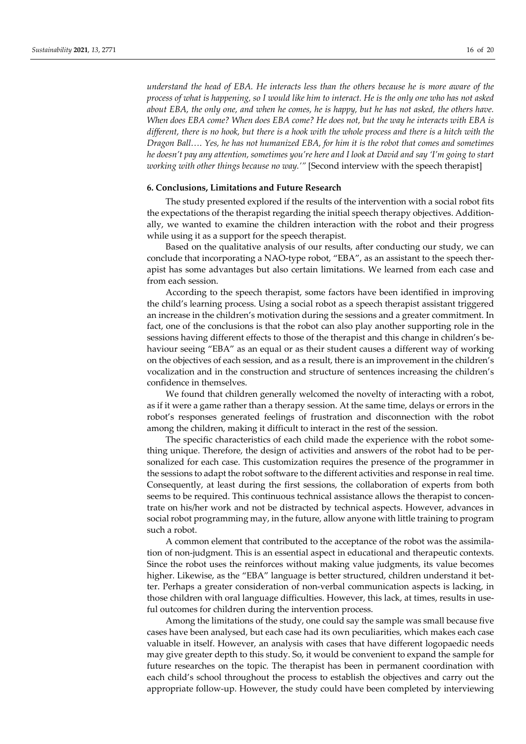*understand the head of EBA. He interacts less than the others because he is more aware of the process of what is happening, so I would like him to interact. He is the only one who has not asked about EBA, the only one, and when he comes, he is happy, but he has not asked, the others have. When does EBA come? When does EBA come? He does not, but the way he interacts with EBA is different, there is no hook, but there is a hook with the whole process and there is a hitch with the Dragon Ball…. Yes, he has not humanized EBA, for him it is the robot that comes and sometimes he doesn't pay any attention, sometimes you're here and I look at David and say 'I'm going to start working with other things because no way.'"* [Second interview with the speech therapist]

## 6. Conclusions, Limitations and Future Research

The study presented explored if the results of the intervention with a social robot fits the expectations of the therapist regarding the initial speech therapy objectives. Additionally, we wanted to examine the children interaction with the robot and their progress while using it as a support for the speech therapist.

Based on the qualitative analysis of our results, after conducting our study, we can conclude that incorporating a NAO-type robot, "EBA", as an assistant to the speech therapist has some advantages but also certain limitations. We learned from each case and from each session.

According to the speech therapist, some factors have been identified in improving the child's learning process. Using a social robot as a speech therapist assistant triggered an increase in the children's motivation during the sessions and a greater commitment. In fact, one of the conclusions is that the robot can also play another supporting role in the sessions having different effects to those of the therapist and this change in children's behaviour seeing "EBA" as an equal or as their student causes a different way of working on the objectives of each session, and as a result, there is an improvement in the children's vocalization and in the construction and structure of sentences increasing the children's confidence in themselves.

We found that children generally welcomed the novelty of interacting with a robot, as if it were a game rather than a therapy session. At the same time, delays or errors in the robot's responses generated feelings of frustration and disconnection with the robot among the children, making it difficult to interact in the rest of the session.

The specific characteristics of each child made the experience with the robot something unique. Therefore, the design of activities and answers of the robot had to be personalized for each case. This customization requires the presence of the programmer in the sessions to adapt the robot software to the different activities and response in real time. Consequently, at least during the first sessions, the collaboration of experts from both seems to be required. This continuous technical assistance allows the therapist to concentrate on his/her work and not be distracted by technical aspects. However, advances in social robot programming may, in the future, allow anyone with little training to program such a robot.

A common element that contributed to the acceptance of the robot was the assimilation of non-judgment. This is an essential aspect in educational and therapeutic contexts. Since the robot uses the reinforces without making value judgments, its value becomes higher. Likewise, as the "EBA" language is better structured, children understand it better. Perhaps a greater consideration of non-verbal communication aspects is lacking, in those children with oral language difficulties. However, this lack, at times, results in useful outcomes for children during the intervention process.

Among the limitations of the study, one could say the sample was small because five cases have been analysed, but each case had its own peculiarities, which makes each case valuable in itself. However, an analysis with cases that have different logopaedic needs may give greater depth to this study. So, it would be convenient to expand the sample for future researches on the topic. The therapist has been in permanent coordination with each child's school throughout the process to establish the objectives and carry out the appropriate follow-up. However, the study could have been completed by interviewing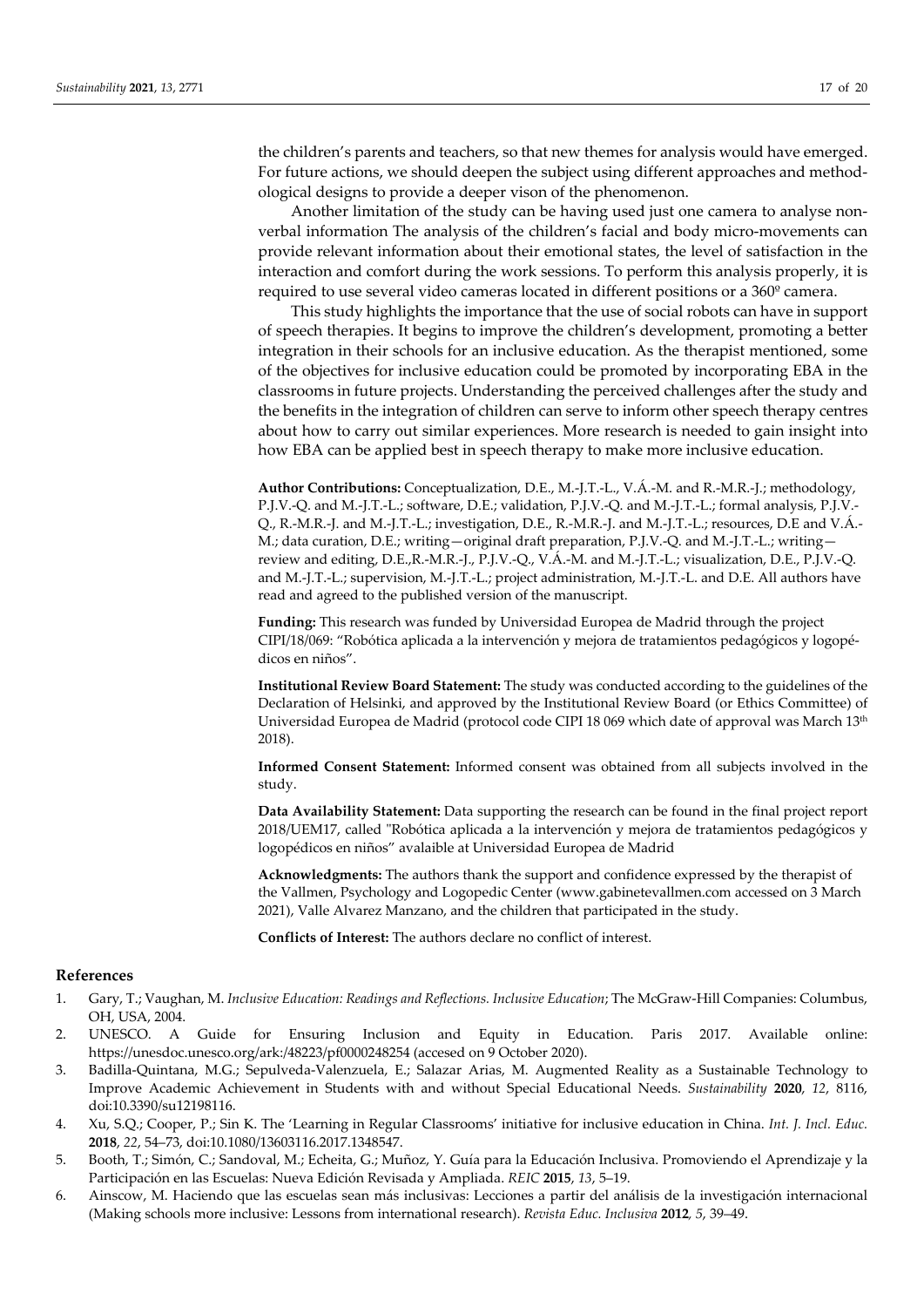the children's parents and teachers, so that new themes for analysis would have emerged. For future actions, we should deepen the subject using different approaches and methodological designs to provide a deeper vison of the phenomenon.

Another limitation of the study can be having used just one camera to analyse non-verbal information The analysis of the children's facial and body micro-movements can provide relevant information about their emotional states, the level of satisfaction in the interaction and comfort during the work sessions. To perform this analysis properly, it is required to use several video cameras located in different positions or a 360º camera.

This study highlights the importance that the use of social robots can have in support of speech therapies. It begins to improve the children's development, promoting a better integration in their schools for an inclusive education. As the therapist mentioned, some of the objectives for inclusive education could be promoted by incorporating EBA in the classrooms in future projects. Understanding the perceived challenges after the study and the benefits in the integration of children can serve to inform other speech therapy centres about how to carry out similar experiences. More research is needed to gain insight into how EBA can be applied best in speech therapy to make more inclusive education.

**Author Contributions:** Conceptualization, D.E., M.-J.T.-L., V.Á.-M. and R.-M.R.-J.; methodology, P.J.V.-Q. and M.-J.T.-L.; software, D.E.; validation, P.J.V.-Q. and M.-J.T.-L.; formal analysis, P.J.V.-Q., R.-M.R.-J. and M.-J.T.-L.; investigation, D.E., R.-M.R.-J. and M.-J.T.-L.; resources, D.E and V.Á.-M.; data curation, D.E.; writing—original draft preparation, P.J.V.-Q. and M.-J.T.-L.; writing—review and editing, D.E.,R.-M.R.-J., P.J.V.-Q., V.Á.-M. and M.-J.T.-L.; visualization, D.E., P.J.V.-Q. and M.-J.T.-L.; supervision, M.-J.T.-L.; project administration, M.-J.T.-L. and D.E. All authors have read and agreed to the published version of the manuscript.

**Funding:** This research was funded by Universidad Europea de Madrid through the project CIPI/18/069: "Robótica aplicada a la intervención y mejora de tratamientos pedagógicos y logopédicos en niños".

**Institutional Review Board Statement:** The study was conducted according to the guidelines of the Declaration of Helsinki, and approved by the Institutional Review Board (or Ethics Committee) of Universidad Europea de Madrid (protocol code CIPI 18 069 which date of approval was March 13th 2018).

**Informed Consent Statement:** Informed consent was obtained from all subjects involved in the study.

**Data Availability Statement:** Data supporting the research can be found in the final project report 2018/UEM17, called "Robótica aplicada a la intervención y mejora de tratamientos pedagógicos y logopédicos en niños" avalaible at Universidad Europea de Madrid

**Acknowledgments:** The authors thank the support and confidence expressed by the therapist of the Vallmen, Psychology and Logopedic Center (www.gabinetevallmen.com accessed on 3 March 2021), Valle Alvarez Manzano, and the children that participated in the study.

**Conflicts of Interest:** The authors declare no conflict of interest.

## References

1. Gary, T.; Vaughan, M. *Inclusive Education: Readings and Reflections. Inclusive Education*; The McGraw-Hill Companies: Columbus, OH, USA, 2004.
2. UNESCO. A Guide for Ensuring Inclusion and Equity in Education. Paris 2017. Available online: https://unesdoc.unesco.org/ark:/48223/pf0000248254 (accesed on 9 October 2020).
3. Badilla-Quintana, M.G.; Sepulveda-Valenzuela, E.; Salazar Arias, M. Augmented Reality as a Sustainable Technology to Improve Academic Achievement in Students with and without Special Educational Needs. *Sustainability* **2020**, *12*, 8116, doi:10.3390/su12198116.
4. Xu, S.Q.; Cooper, P.; Sin K. The 'Learning in Regular Classrooms' initiative for inclusive education in China. *Int. J. Incl. Educ.* **2018**, *22*, 54–73, doi:10.1080/13603116.2017.1348547.
5. Booth, T.; Simón, C.; Sandoval, M.; Echeita, G.; Muñoz, Y. Guía para la Educación Inclusiva. Promoviendo el Aprendizaje y la Participación en las Escuelas: Nueva Edición Revisada y Ampliada. *REIC* **2015**, *13*, 5–19.
6. Ainscow, M. Haciendo que las escuelas sean más inclusivas: Lecciones a partir del análisis de la investigación internacional (Making schools more inclusive: Lessons from international research). *Revista Educ. Inclusiva* **2012**, *5*, 39–49.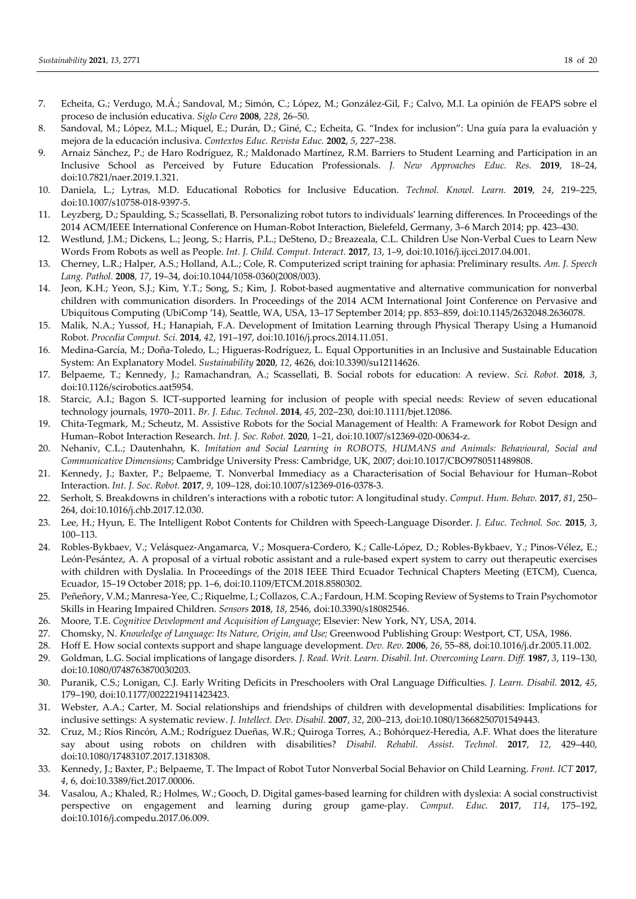7. Echeita, G.; Verdugo, M.Á.; Sandoval, M.; Simón, C.; López, M.; González-Gil, F.; Calvo, M.I. La opinión de FEAPS sobre el proceso de inclusión educativa. *Siglo Cero* **2008**, *228*, 26–50.
8. Sandoval, M.; López, M.L.; Miquel, E.; Durán, D.; Giné, C.; Echeita, G. "Index for inclusion": Una guía para la evaluación y mejora de la educación inclusiva. *Contextos Educ. Revista Educ.* **2002**, *5*, 227–238.
9. Arnaiz Sánchez, P.; de Haro Rodríguez, R.; Maldonado Martínez, R.M. Barriers to Student Learning and Participation in an Inclusive School as Perceived by Future Education Professionals. *J. New Approaches Educ. Res.* **2019**, 18–24, doi:10.7821/naer.2019.1.321.
10. Daniela, L.; Lytras, M.D. Educational Robotics for Inclusive Education. *Technol. Knowl. Learn.* **2019**, *24*, 219–225, doi:10.1007/s10758-018-9397-5.
11. Leyzberg, D.; Spaulding, S.; Scassellati, B. Personalizing robot tutors to individuals' learning differences. In Proceedings of the 2014 ACM/IEEE International Conference on Human-Robot Interaction, Bielefeld, Germany, 3–6 March 2014; pp. 423–430.
12. Westlund, J.M.; Dickens, L.; Jeong, S.; Harris, P.L.; DeSteno, D.; Breazeala, C.L. Children Use Non-Verbal Cues to Learn New Words From Robots as well as People. *Int. J. Child. Comput. Interact.* **2017**, *13*, 1–9, doi:10.1016/j.ijcci.2017.04.001.
13. Cherney, L.R.; Halper, A.S.; Holland, A.L.; Cole, R. Computerized script training for aphasia: Preliminary results. *Am. J. Speech Lang. Pathol.* **2008**, *17*, 19–34, doi:10.1044/1058-0360(2008/003).
14. Jeon, K.H.; Yeon, S.J.; Kim, Y.T.; Song, S.; Kim, J. Robot-based augmentative and alternative communication for nonverbal children with communication disorders. In Proceedings of the 2014 ACM International Joint Conference on Pervasive and Ubiquitous Computing (UbiComp '14), Seattle, WA, USA, 13–17 September 2014; pp. 853–859, doi:10.1145/2632048.2636078.
15. Malik, N.A.; Yussof, H.; Hanapiah, F.A. Development of Imitation Learning through Physical Therapy Using a Humanoid Robot. *Procedia Comput. Sci.* **2014**, *42*, 191–197, doi:10.1016/j.procs.2014.11.051.
16. Medina-García, M.; Doña-Toledo, L.; Higueras-Rodríguez, L. Equal Opportunities in an Inclusive and Sustainable Education System: An Explanatory Model. *Sustainability* **2020**, *12*, 4626, doi:10.3390/su12114626.
17. Belpaeme, T.; Kennedy, J.; Ramachandran, A.; Scassellati, B. Social robots for education: A review. *Sci. Robot.* **2018**, *3*, doi:10.1126/scirobotics.aat5954.
18. Starcic, A.I.; Bagon S. ICT-supported learning for inclusion of people with special needs: Review of seven educational technology journals, 1970–2011. *Br. J. Educ. Technol*. **2014**, *45*, 202–230, doi:10.1111/bjet.12086.
19. Chita-Tegmark, M.; Scheutz, M. Assistive Robots for the Social Management of Health: A Framework for Robot Design and Human–Robot Interaction Research. *Int. J. Soc. Robot.* **2020**, 1–21, doi:10.1007/s12369-020-00634-z.
20. Nehaniv, C.L.; Dautenhahn, K. *Imitation and Social Learning in ROBOTS, HUMANS and Animals: Behavioural, Social and Communicative Dimensions*; Cambridge University Press: Cambridge, UK, 2007; doi:10.1017/CBO9780511489808.
21. Kennedy, J.; Baxter, P.; Belpaeme, T. Nonverbal Immediacy as a Characterisation of Social Behaviour for Human–Robot Interaction. *Int. J. Soc. Robot.* **2017**, *9*, 109–128, doi:10.1007/s12369-016-0378-3.
22. Serholt, S. Breakdowns in children's interactions with a robotic tutor: A longitudinal study. *Comput. Hum. Behav.* **2017**, *81*, 250–264, doi:10.1016/j.chb.2017.12.030.
23. Lee, H.; Hyun, E. The Intelligent Robot Contents for Children with Speech-Language Disorder. *J. Educ. Technol. Soc.* **2015**, *3*, 100–113.
24. Robles-Bykbaev, V.; Velásquez-Angamarca, V.; Mosquera-Cordero, K.; Calle-López, D.; Robles-Bykbaev, Y.; Pinos-Vélez, E.; León-Pesántez, A. A proposal of a virtual robotic assistant and a rule-based expert system to carry out therapeutic exercises with children with Dyslalia. In Proceedings of the 2018 IEEE Third Ecuador Technical Chapters Meeting (ETCM), Cuenca, Ecuador, 15–19 October 2018; pp. 1–6, doi:10.1109/ETCM.2018.8580302.
25. Peñeñory, V.M.; Manresa-Yee, C.; Riquelme, I.; Collazos, C.A.; Fardoun, H.M. Scoping Review of Systems to Train Psychomotor Skills in Hearing Impaired Children. *Sensors* **2018**, *18*, 2546, doi:10.3390/s18082546.
26. Moore, T.E. *Cognitive Development and Acquisition of Language*; Elsevier: New York, NY, USA, 2014.
27. Chomsky, N. *Knowledge of Language: Its Nature, Origin, and Use*; Greenwood Publishing Group: Westport, CT, USA, 1986.
28. Hoff E. How social contexts support and shape language development. *Dev. Rev.* **2006**, *26*, 55–88, doi:10.1016/j.dr.2005.11.002.
29. Goldman, L.G. Social implications of langage disorders. *J. Read. Writ. Learn. Disabil. Int. Overcoming Learn. Diff.* **1987**, *3*, 119–130, doi:10.1080/0748763870030203.
30. Puranik, C.S.; Lonigan, C.J. Early Writing Deficits in Preschoolers with Oral Language Difficulties. *J. Learn. Disabil.* **2012**, *45*, 179–190, doi:10.1177/0022219411423423.
31. Webster, A.A.; Carter, M. Social relationships and friendships of children with developmental disabilities: Implications for inclusive settings: A systematic review. *J. Intellect. Dev. Disabil.* **2007**, *32*, 200–213, doi:10.1080/13668250701549443.
32. Cruz, M.; Ríos Rincón, A.M.; Rodríguez Dueñas, W.R.; Quiroga Torres, A.; Bohórquez-Heredia, A.F. What does the literature say about using robots on children with disabilities? *Disabil. Rehabil. Assist. Technol.* **2017**, *12*, 429–440, doi:10.1080/17483107.2017.1318308.
33. Kennedy, J.; Baxter, P.; Belpaeme, T. The Impact of Robot Tutor Nonverbal Social Behavior on Child Learning. *Front. ICT* **2017**, *4*, 6, doi:10.3389/fict.2017.00006.
34. Vasalou, A.; Khaled, R.; Holmes, W.; Gooch, D. Digital games-based learning for children with dyslexia: A social constructivist perspective on engagement and learning during group game-play. *Comput. Educ.* **2017**, *114*, 175–192, doi:10.1016/j.compedu.2017.06.009.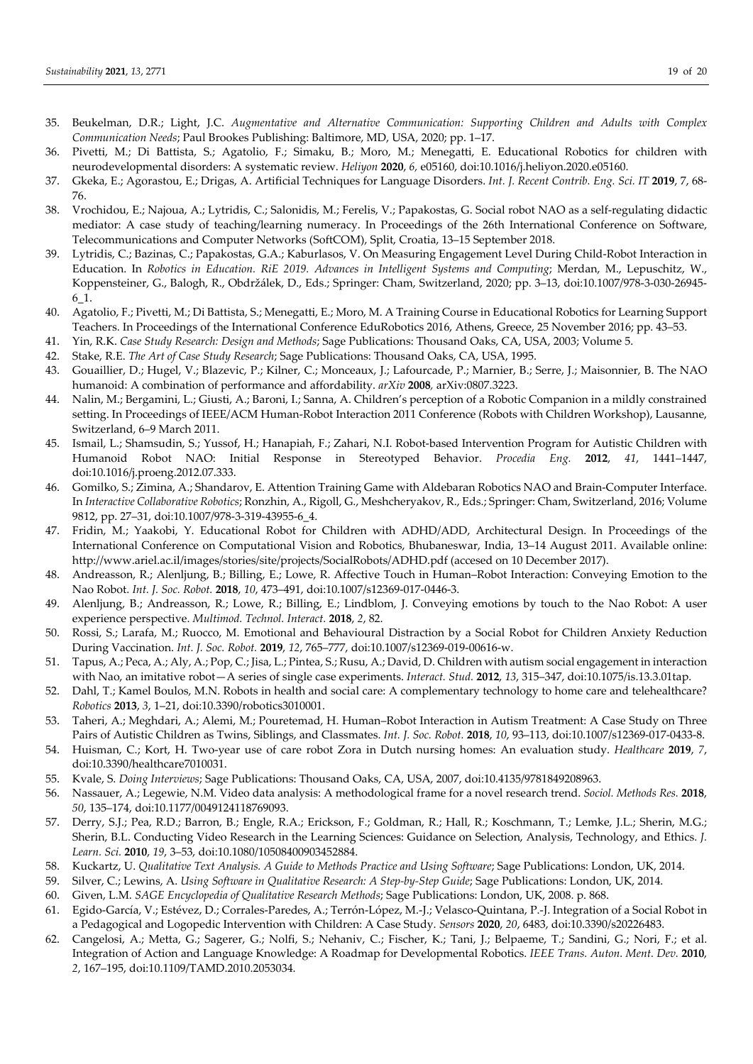35. Beukelman, D.R.; Light, J.C. *Augmentative and Alternative Communication: Supporting Children and Adults with Complex Communication Needs*; Paul Brookes Publishing: Baltimore, MD, USA, 2020; pp. 1–17.
36. Pivetti, M.; Di Battista, S.; Agatolio, F.; Simaku, B.; Moro, M.; Menegatti, E. Educational Robotics for children with neurodevelopmental disorders: A systematic review. *Heliyon* **2020**, *6,* e05160, doi:10.1016/j.heliyon.2020.e05160.
37. Gkeka, E.; Agorastou, E.; Drigas, A. Artificial Techniques for Language Disorders. *Int. J. Recent Contrib. Eng. Sci. IT* **2019**, *7*, 68-76.
38. Vrochidou, E.; Najoua, A.; Lytridis, C.; Salonidis, M.; Ferelis, V.; Papakostas, G. Social robot NAO as a self-regulating didactic mediator: A case study of teaching/learning numeracy. In Proceedings of the 26th International Conference on Software, Telecommunications and Computer Networks (SoftCOM), Split, Croatia, 13–15 September 2018.
39. Lytridis, C.; Bazinas, C.; Papakostas, G.A.; Kaburlasos, V. On Measuring Engagement Level During Child-Robot Interaction in Education. In *Robotics in Education. RiE 2019. Advances in Intelligent Systems and Computing*; Merdan, M., Lepuschitz, W., Koppensteiner, G., Balogh, R., Obdržálek, D., Eds.; Springer: Cham, Switzerland, 2020; pp. 3–13, doi:10.1007/978-3-030-26945-6_1.
40. Agatolio, F.; Pivetti, M.; Di Battista, S.; Menegatti, E.; Moro, M. A Training Course in Educational Robotics for Learning Support Teachers. In Proceedings of the International Conference EduRobotics 2016, Athens, Greece, 25 November 2016; pp. 43–53.
41. Yin, R.K. *Case Study Research: Design and Methods*; Sage Publications: Thousand Oaks, CA, USA, 2003; Volume 5.
42. Stake, R.E. *The Art of Case Study Research*; Sage Publications: Thousand Oaks, CA, USA, 1995.
43. Gouaillier, D.; Hugel, V.; Blazevic, P.; Kilner, C.; Monceaux, J.; Lafourcade, P.; Marnier, B.; Serre, J.; Maisonnier, B. The NAO humanoid: A combination of performance and affordability. *arXiv* **2008***,* arXiv:0807.3223.
44. Nalin, M.; Bergamini, L.; Giusti, A.; Baroni, I.; Sanna, A. Children's perception of a Robotic Companion in a mildly constrained setting. In Proceedings of IEEE/ACM Human-Robot Interaction 2011 Conference (Robots with Children Workshop), Lausanne, Switzerland, 6–9 March 2011.
45. Ismail, L.; Shamsudin, S.; Yussof, H.; Hanapiah, F.; Zahari, N.I. Robot-based Intervention Program for Autistic Children with Humanoid Robot NAO: Initial Response in Stereotyped Behavior. *Procedia Eng.* **2012**, *41*, 1441–1447, doi:10.1016/j.proeng.2012.07.333.
46. Gomilko, S.; Zimina, A.; Shandarov, E. Attention Training Game with Aldebaran Robotics NAO and Brain-Computer Interface. In *Interactive Collaborative Robotics*; Ronzhin, A., Rigoll, G., Meshcheryakov, R., Eds.; Springer: Cham, Switzerland, 2016; Volume 9812, pp. 27–31, doi:10.1007/978-3-319-43955-6_4.
47. Fridin, M.; Yaakobi, Y. Educational Robot for Children with ADHD/ADD, Architectural Design. In Proceedings of the International Conference on Computational Vision and Robotics, Bhubaneswar, India, 13–14 August 2011. Available online: http://www.ariel.ac.il/images/stories/site/projects/SocialRobots/ADHD.pdf (accesed on 10 December 2017).
48. Andreasson, R.; Alenljung, B.; Billing, E.; Lowe, R. Affective Touch in Human–Robot Interaction: Conveying Emotion to the Nao Robot. *Int. J. Soc. Robot.* **2018**, *10*, 473–491, doi:10.1007/s12369-017-0446-3.
49. Alenljung, B.; Andreasson, R.; Lowe, R.; Billing, E.; Lindblom, J. Conveying emotions by touch to the Nao Robot: A user experience perspective. *Multimod. Technol. Interact.* **2018**, *2*, 82.
50. Rossi, S.; Larafa, M.; Ruocco, M. Emotional and Behavioural Distraction by a Social Robot for Children Anxiety Reduction During Vaccination. *Int. J. Soc. Robot.* **2019**, *12*, 765–777, doi:10.1007/s12369-019-00616-w.
51. Tapus, A.; Peca, A.; Aly, A.; Pop, C.; Jisa, L.; Pintea, S.; Rusu, A.; David, D. Children with autism social engagement in interaction with Nao, an imitative robot—A series of single case experiments. *Interact. Stud.* **2012**, *13*, 315–347, doi:10.1075/is.13.3.01tap.
52. Dahl, T.; Kamel Boulos, M.N. Robots in health and social care: A complementary technology to home care and telehealthcare? *Robotics* **2013**, *3*, 1–21, doi:10.3390/robotics3010001.
53. Taheri, A.; Meghdari, A.; Alemi, M.; Pouretemad, H. Human–Robot Interaction in Autism Treatment: A Case Study on Three Pairs of Autistic Children as Twins, Siblings, and Classmates. *Int. J. Soc. Robot.* **2018**, *10*, 93–113, doi:10.1007/s12369-017-0433-8.
54. Huisman, C.; Kort, H. Two-year use of care robot Zora in Dutch nursing homes: An evaluation study. *Healthcare* **2019**, *7*, doi:10.3390/healthcare7010031.
55. Kvale, S. *Doing Interviews*; Sage Publications: Thousand Oaks, CA, USA, 2007, doi:10.4135/9781849208963.
56. Nassauer, A.; Legewie, N.M. Video data analysis: A methodological frame for a novel research trend. *Sociol. Methods Res.* **2018**, *50*, 135–174, doi:10.1177/0049124118769093.
57. Derry, S.J.; Pea, R.D.; Barron, B.; Engle, R.A.; Erickson, F.; Goldman, R.; Hall, R.; Koschmann, T.; Lemke, J.L.; Sherin, M.G.; Sherin, B.L. Conducting Video Research in the Learning Sciences: Guidance on Selection, Analysis, Technology, and Ethics. *J. Learn. Sci.* **2010**, *19*, 3–53, doi:10.1080/10508400903452884.
58. Kuckartz, U. *Qualitative Text Analysis. A Guide to Methods Practice and Using Software*; Sage Publications: London, UK, 2014.
59. Silver, C.; Lewins, A. *Using Software in Qualitative Research: A Step-by-Step Guide*; Sage Publications: London, UK, 2014.
60. Given, L.M. *SAGE Encyclopedia of Qualitative Research Methods*; Sage Publications: London, UK, 2008. p. 868.
61. Egido-García, V.; Estévez, D.; Corrales-Paredes, A.; Terrón-López, M.-J.; Velasco-Quintana, P.-J. Integration of a Social Robot in a Pedagogical and Logopedic Intervention with Children: A Case Study. *Sensors* **2020**, *20*, 6483, doi:10.3390/s20226483.
62. Cangelosi, A.; Metta, G.; Sagerer, G.; Nolfi, S.; Nehaniv, C.; Fischer, K.; Tani, J.; Belpaeme, T.; Sandini, G.; Nori, F.; et al. Integration of Action and Language Knowledge: A Roadmap for Developmental Robotics. *IEEE Trans. Auton. Ment. Dev.* **2010**, *2*, 167–195, doi:10.1109/TAMD.2010.2053034.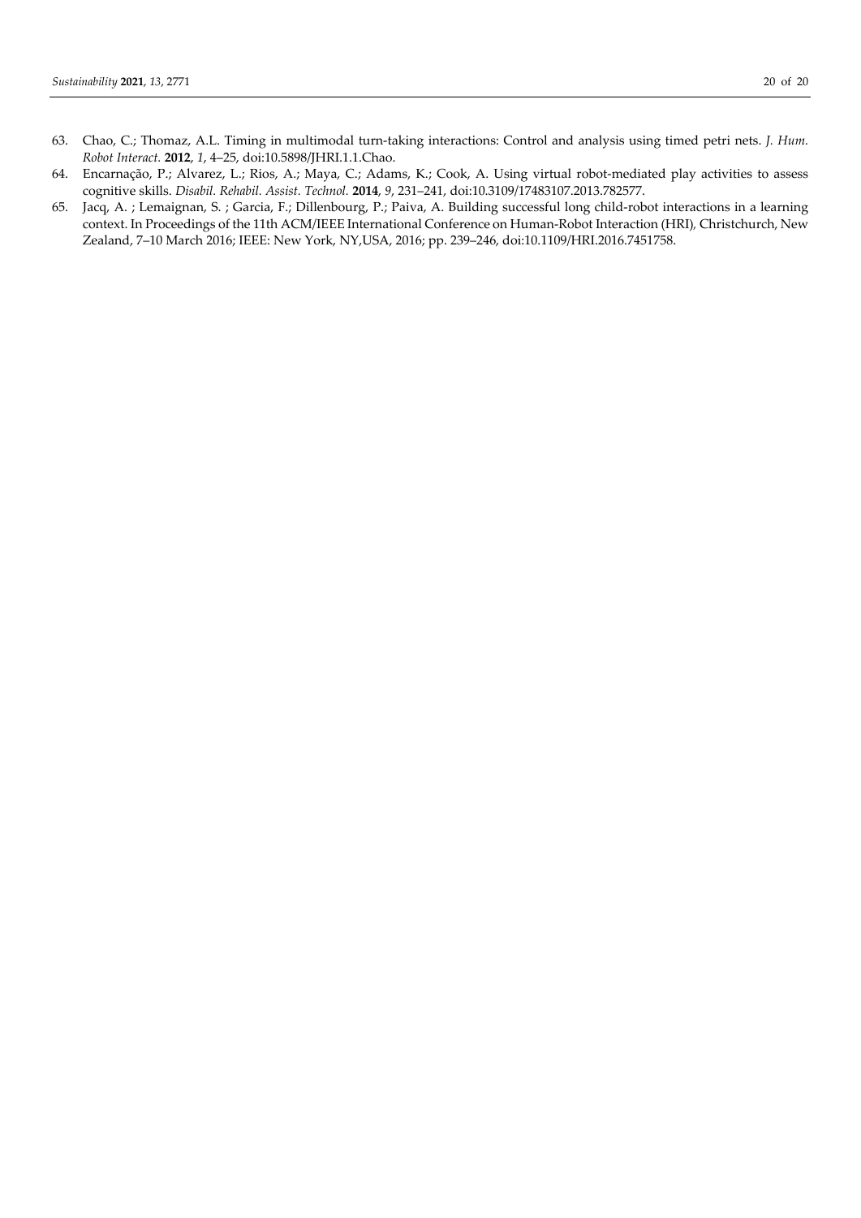63. Chao, C.; Thomaz, A.L. Timing in multimodal turn-taking interactions: Control and analysis using timed petri nets. *J. Hum. Robot Interact.* **2012**, *1*, 4–25, doi:10.5898/JHRI.1.1.Chao.
64. Encarnação, P.; Alvarez, L.; Rios, A.; Maya, C.; Adams, K.; Cook, A. Using virtual robot-mediated play activities to assess cognitive skills. *Disabil. Rehabil. Assist. Technol.* **2014**, *9*, 231–241, doi:10.3109/17483107.2013.782577.
65. Jacq, A. ; Lemaignan, S. ; Garcia, F.; Dillenbourg, P.; Paiva, A. Building successful long child-robot interactions in a learning context. In Proceedings of the 11th ACM/IEEE International Conference on Human-Robot Interaction (HRI), Christchurch, New Zealand, 7–10 March 2016; IEEE: New York, NY,USA, 2016; pp. 239–246, doi:10.1109/HRI.2016.7451758.